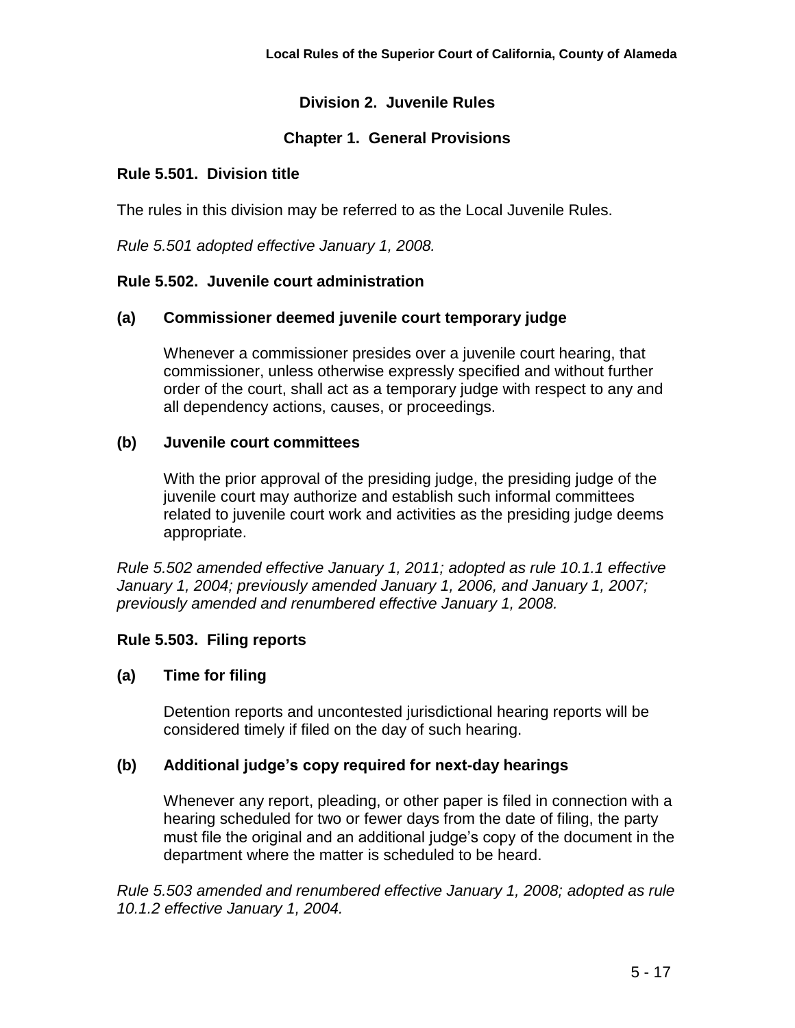# Division 2. Juvenile Rules

## Chapter 1. General Provisions

### Rule 5.501. Division title

The rules in this division may be referred to as the Local Juvenile Rules.

*Rule 5.501 adopted effective January 1, 2008.*

### Rule 5.502. Juvenile court administration

**(a) Commissioner deemed juvenile court temporary judge**

Whenever a commissioner presides over a juvenile court hearing, that commissioner, unless otherwise expressly specified and without further order of the court, shall act as a temporary judge with respect to any and all dependency actions, causes, or proceedings.

**(b) Juvenile court committees**

With the prior approval of the presiding judge, the presiding judge of the juvenile court may authorize and establish such informal committees related to juvenile court work and activities as the presiding judge deems appropriate.

*Rule 5.502 amended effective January 1, 2011; adopted as rule 10.1.1 effective January 1, 2004; previously amended January 1, 2006, and January 1, 2007; previously amended and renumbered effective January 1, 2008.*

### Rule 5.503. Filing reports

**(a) Time for filing**

Detention reports and uncontested jurisdictional hearing reports will be considered timely if filed on the day of such hearing.

**(b) Additional judge's copy required for next-day hearings**

Whenever any report, pleading, or other paper is filed in connection with a hearing scheduled for two or fewer days from the date of filing, the party must file the original and an additional judge's copy of the document in the department where the matter is scheduled to be heard.

*Rule 5.503 amended and renumbered effective January 1, 2008; adopted as rule 10.1.2 effective January 1, 2004.*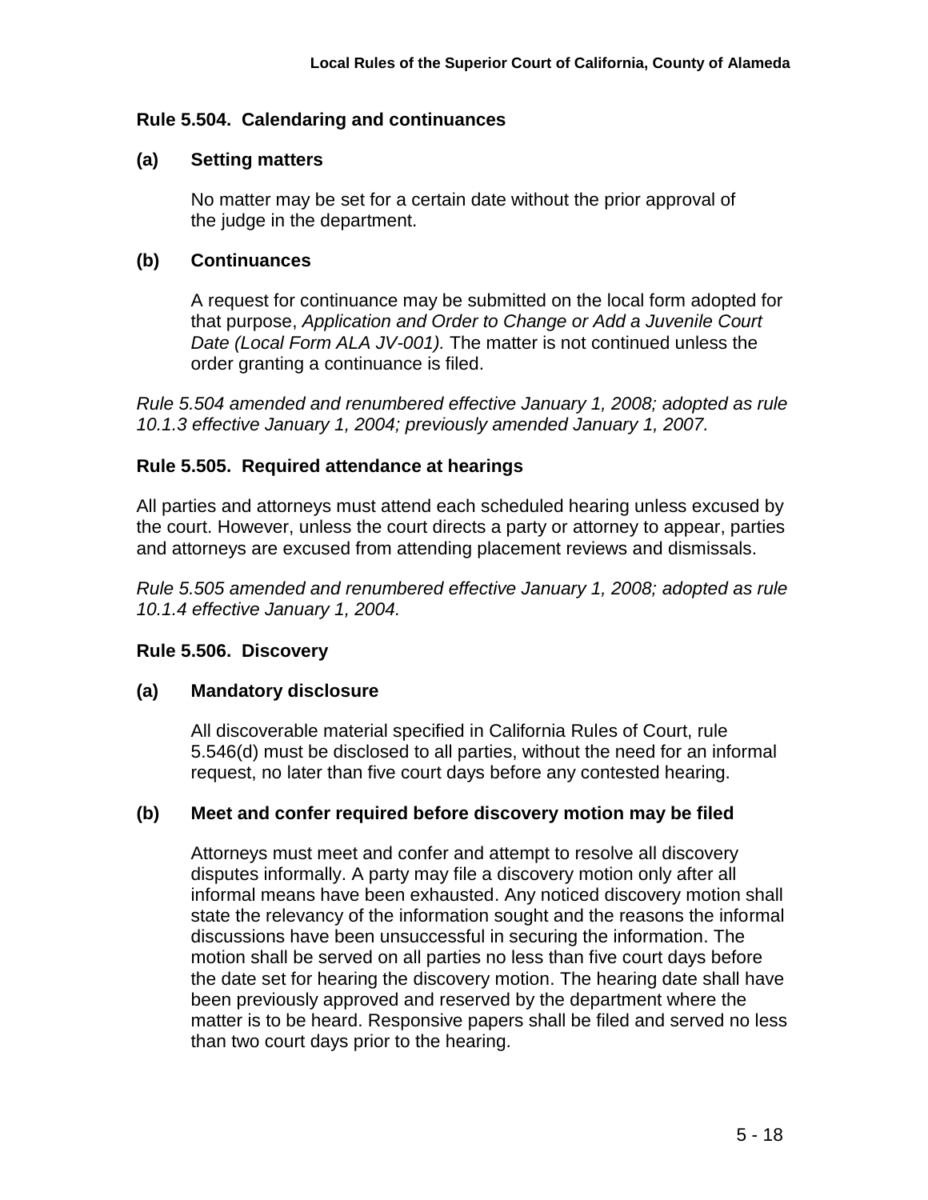### Rule 5.504. Calendaring and continuances

**(a) Setting matters**

No matter may be set for a certain date without the prior approval of the judge in the department.

**(b) Continuances**

A request for continuance may be submitted on the local form adopted for that purpose, *Application and Order to Change or Add a Juvenile Court Date (Local Form ALA JV-001).* The matter is not continued unless the order granting a continuance is filed.

*Rule 5.504 amended and renumbered effective January 1, 2008; adopted as rule 10.1.3 effective January 1, 2004; previously amended January 1, 2007.*

### Rule 5.505. Required attendance at hearings

All parties and attorneys must attend each scheduled hearing unless excused by the court. However, unless the court directs a party or attorney to appear, parties and attorneys are excused from attending placement reviews and dismissals.

*Rule 5.505 amended and renumbered effective January 1, 2008; adopted as rule 10.1.4 effective January 1, 2004.*

### Rule 5.506. Discovery

**(a) Mandatory disclosure**

All discoverable material specified in California Rules of Court, rule 5.546(d) must be disclosed to all parties, without the need for an informal request, no later than five court days before any contested hearing.

**(b) Meet and confer required before discovery motion may be filed**

Attorneys must meet and confer and attempt to resolve all discovery disputes informally. A party may file a discovery motion only after all informal means have been exhausted. Any noticed discovery motion shall state the relevancy of the information sought and the reasons the informal discussions have been unsuccessful in securing the information. The motion shall be served on all parties no less than five court days before the date set for hearing the discovery motion. The hearing date shall have been previously approved and reserved by the department where the matter is to be heard. Responsive papers shall be filed and served no less than two court days prior to the hearing.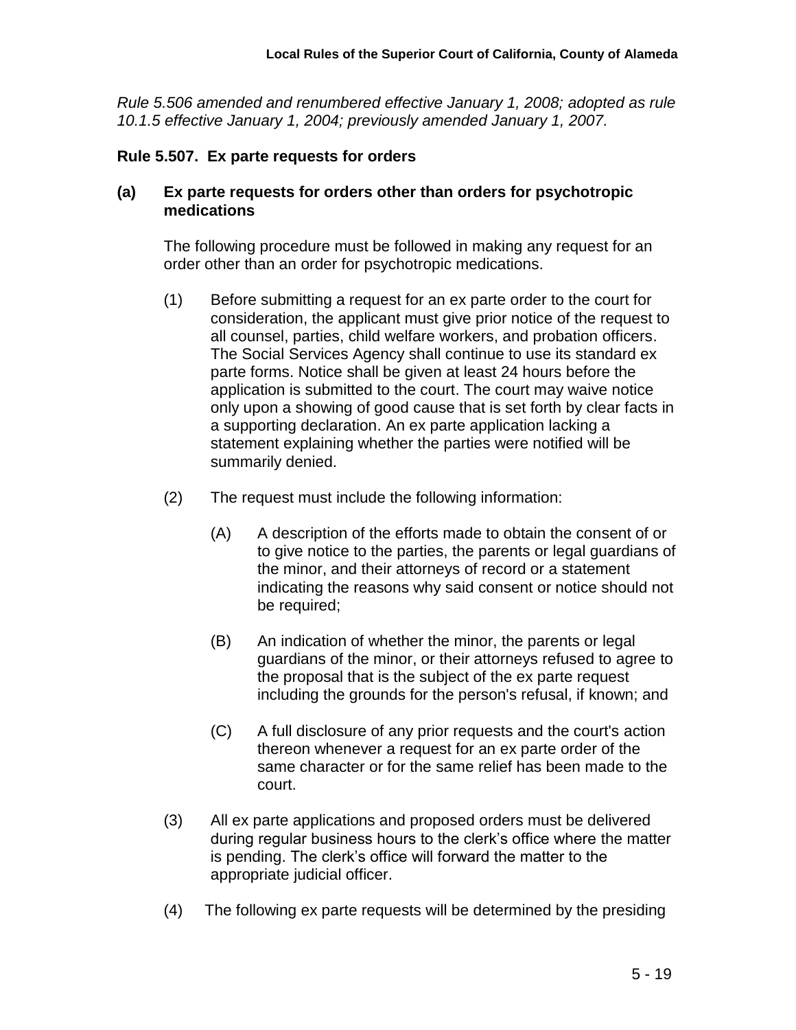*Rule 5.506 amended and renumbered effective January 1, 2008; adopted as rule 10.1.5 effective January 1, 2004; previously amended January 1, 2007.*

### Rule 5.507. Ex parte requests for orders

**(a) Ex parte requests for orders other than orders for psychotropic medications**

The following procedure must be followed in making any request for an order other than an order for psychotropic medications.

(1) Before submitting a request for an ex parte order to the court for consideration, the applicant must give prior notice of the request to all counsel, parties, child welfare workers, and probation officers. The Social Services Agency shall continue to use its standard ex parte forms. Notice shall be given at least 24 hours before the application is submitted to the court. The court may waive notice only upon a showing of good cause that is set forth by clear facts in a supporting declaration. An ex parte application lacking a statement explaining whether the parties were notified will be summarily denied.

(2) The request must include the following information:

(A) A description of the efforts made to obtain the consent of or to give notice to the parties, the parents or legal guardians of the minor, and their attorneys of record or a statement indicating the reasons why said consent or notice should not be required;

(B) An indication of whether the minor, the parents or legal guardians of the minor, or their attorneys refused to agree to the proposal that is the subject of the ex parte request including the grounds for the person's refusal, if known; and

(C) A full disclosure of any prior requests and the court's action thereon whenever a request for an ex parte order of the same character or for the same relief has been made to the court.

(3) All ex parte applications and proposed orders must be delivered during regular business hours to the clerk's office where the matter is pending. The clerk's office will forward the matter to the appropriate judicial officer.

(4) The following ex parte requests will be determined by the presiding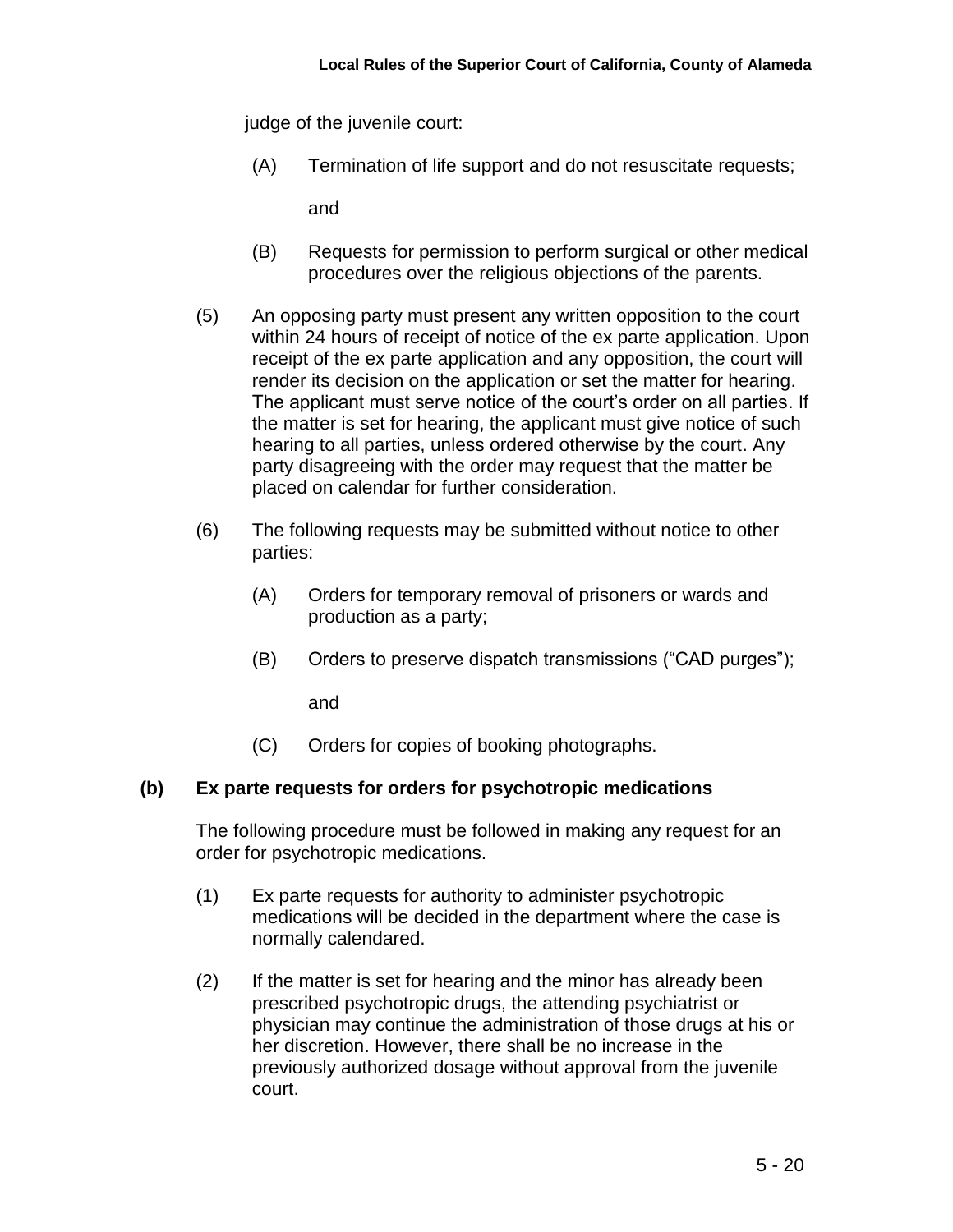judge of the juvenile court:

(A) Termination of life support and do not resuscitate requests;

and

(B) Requests for permission to perform surgical or other medical procedures over the religious objections of the parents.

(5) An opposing party must present any written opposition to the court within 24 hours of receipt of notice of the ex parte application. Upon receipt of the ex parte application and any opposition, the court will render its decision on the application or set the matter for hearing. The applicant must serve notice of the court's order on all parties. If the matter is set for hearing, the applicant must give notice of such hearing to all parties, unless ordered otherwise by the court. Any party disagreeing with the order may request that the matter be placed on calendar for further consideration.

(6) The following requests may be submitted without notice to other parties:

(A) Orders for temporary removal of prisoners or wards and production as a party;

(B) Orders to preserve dispatch transmissions ("CAD purges");

and

(C) Orders for copies of booking photographs.

**(b) Ex parte requests for orders for psychotropic medications**

The following procedure must be followed in making any request for an order for psychotropic medications.

(1) Ex parte requests for authority to administer psychotropic medications will be decided in the department where the case is normally calendared.

(2) If the matter is set for hearing and the minor has already been prescribed psychotropic drugs, the attending psychiatrist or physician may continue the administration of those drugs at his or her discretion. However, there shall be no increase in the previously authorized dosage without approval from the juvenile court.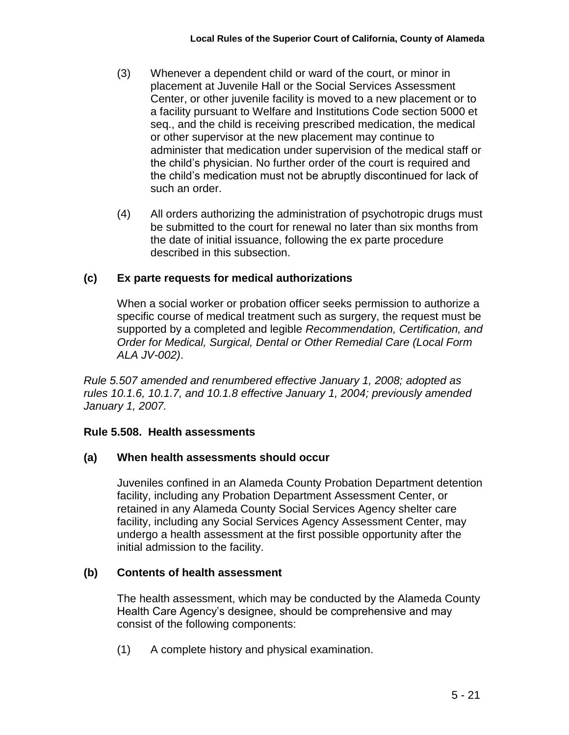(3) Whenever a dependent child or ward of the court, or minor in placement at Juvenile Hall or the Social Services Assessment Center, or other juvenile facility is moved to a new placement or to a facility pursuant to Welfare and Institutions Code section 5000 et seq., and the child is receiving prescribed medication, the medical or other supervisor at the new placement may continue to administer that medication under supervision of the medical staff or the child's physician. No further order of the court is required and the child's medication must not be abruptly discontinued for lack of such an order.

(4) All orders authorizing the administration of psychotropic drugs must be submitted to the court for renewal no later than six months from the date of initial issuance, following the ex parte procedure described in this subsection.

**(c) Ex parte requests for medical authorizations**

When a social worker or probation officer seeks permission to authorize a specific course of medical treatment such as surgery, the request must be supported by a completed and legible *Recommendation, Certification, and Order for Medical, Surgical, Dental or Other Remedial Care (Local Form ALA JV-002)*.

*Rule 5.507 amended and renumbered effective January 1, 2008; adopted as rules 10.1.6, 10.1.7, and 10.1.8 effective January 1, 2004; previously amended January 1, 2007.*

**Rule 5.508. Health assessments**

**(a) When health assessments should occur**

Juveniles confined in an Alameda County Probation Department detention facility, including any Probation Department Assessment Center, or retained in any Alameda County Social Services Agency shelter care facility, including any Social Services Agency Assessment Center, may undergo a health assessment at the first possible opportunity after the initial admission to the facility.

**(b) Contents of health assessment**

The health assessment, which may be conducted by the Alameda County Health Care Agency's designee, should be comprehensive and may consist of the following components:

(1) A complete history and physical examination.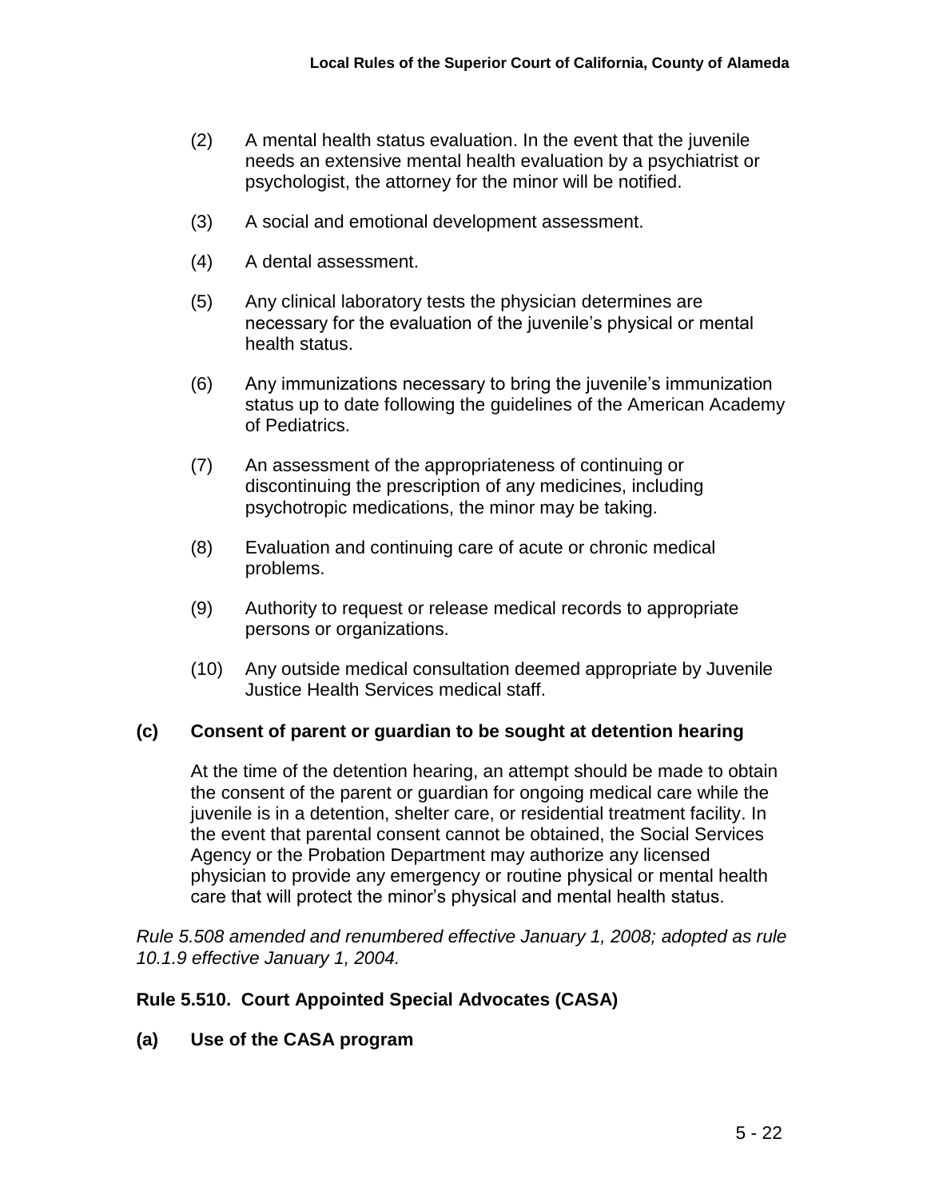(2) A mental health status evaluation. In the event that the juvenile needs an extensive mental health evaluation by a psychiatrist or psychologist, the attorney for the minor will be notified.

(3) A social and emotional development assessment.

(4) A dental assessment.

(5) Any clinical laboratory tests the physician determines are necessary for the evaluation of the juvenile's physical or mental health status.

(6) Any immunizations necessary to bring the juvenile's immunization status up to date following the guidelines of the American Academy of Pediatrics.

(7) An assessment of the appropriateness of continuing or discontinuing the prescription of any medicines, including psychotropic medications, the minor may be taking.

(8) Evaluation and continuing care of acute or chronic medical problems.

(9) Authority to request or release medical records to appropriate persons or organizations.

(10) Any outside medical consultation deemed appropriate by Juvenile Justice Health Services medical staff.

**(c) Consent of parent or guardian to be sought at detention hearing**

At the time of the detention hearing, an attempt should be made to obtain the consent of the parent or guardian for ongoing medical care while the juvenile is in a detention, shelter care, or residential treatment facility. In the event that parental consent cannot be obtained, the Social Services Agency or the Probation Department may authorize any licensed physician to provide any emergency or routine physical or mental health care that will protect the minor's physical and mental health status.

*Rule 5.508 amended and renumbered effective January 1, 2008; adopted as rule 10.1.9 effective January 1, 2004.*

### Rule 5.510. Court Appointed Special Advocates (CASA)

**(a) Use of the CASA program**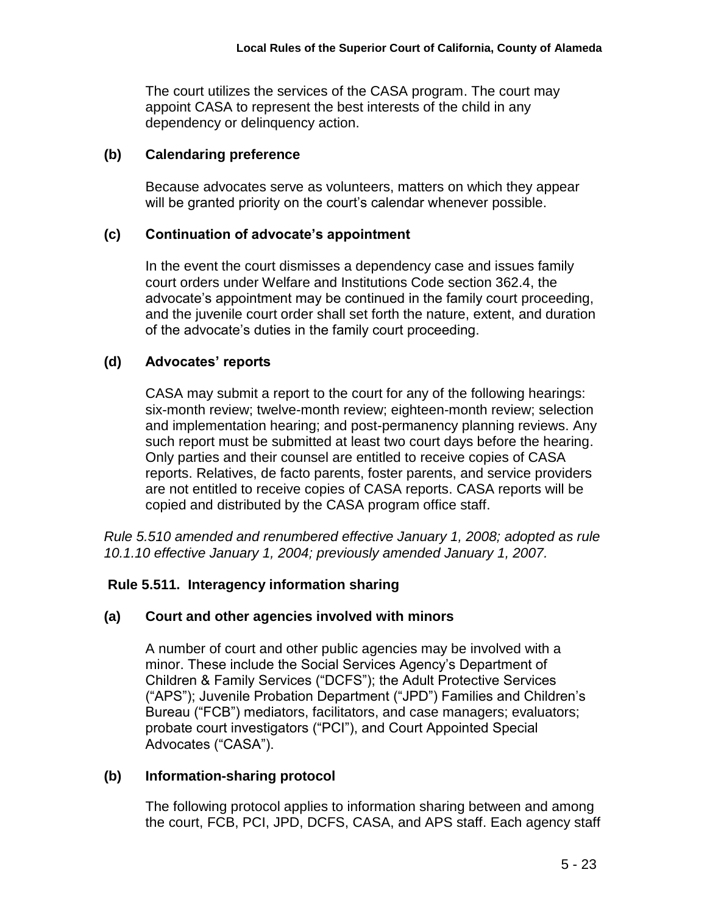The court utilizes the services of the CASA program. The court may appoint CASA to represent the best interests of the child in any dependency or delinquency action.

### (b) Calendaring preference

Because advocates serve as volunteers, matters on which they appear will be granted priority on the court's calendar whenever possible.

### (c) Continuation of advocate's appointment

In the event the court dismisses a dependency case and issues family court orders under Welfare and Institutions Code section 362.4, the advocate's appointment may be continued in the family court proceeding, and the juvenile court order shall set forth the nature, extent, and duration of the advocate's duties in the family court proceeding.

### (d) Advocates' reports

CASA may submit a report to the court for any of the following hearings: six-month review; twelve-month review; eighteen-month review; selection and implementation hearing; and post-permanency planning reviews. Any such report must be submitted at least two court days before the hearing. Only parties and their counsel are entitled to receive copies of CASA reports. Relatives, de facto parents, foster parents, and service providers are not entitled to receive copies of CASA reports. CASA reports will be copied and distributed by the CASA program office staff.

*Rule 5.510 amended and renumbered effective January 1, 2008; adopted as rule 10.1.10 effective January 1, 2004; previously amended January 1, 2007.*

## Rule 5.511. Interagency information sharing

### (a) Court and other agencies involved with minors

A number of court and other public agencies may be involved with a minor. These include the Social Services Agency's Department of Children & Family Services ("DCFS"); the Adult Protective Services ("APS"); Juvenile Probation Department ("JPD") Families and Children's Bureau ("FCB") mediators, facilitators, and case managers; evaluators; probate court investigators ("PCI"), and Court Appointed Special Advocates ("CASA").

### (b) Information-sharing protocol

The following protocol applies to information sharing between and among the court, FCB, PCI, JPD, DCFS, CASA, and APS staff. Each agency staff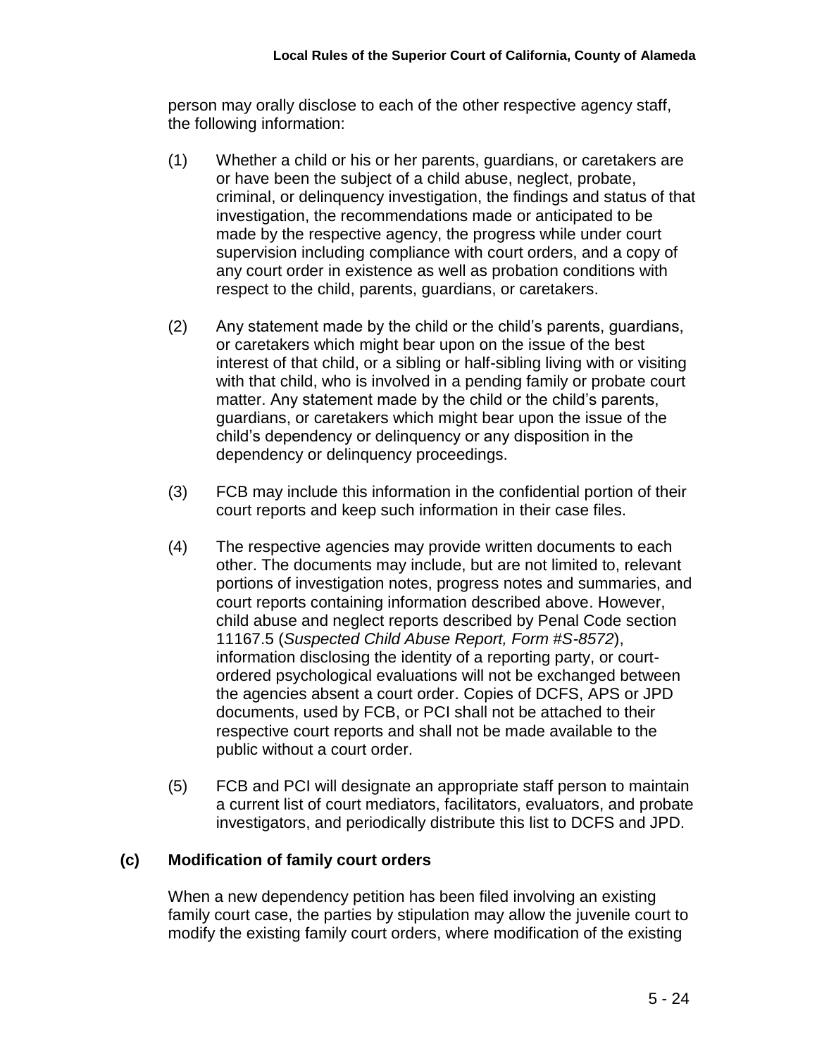person may orally disclose to each of the other respective agency staff, the following information:

(1) Whether a child or his or her parents, guardians, or caretakers are or have been the subject of a child abuse, neglect, probate, criminal, or delinquency investigation, the findings and status of that investigation, the recommendations made or anticipated to be made by the respective agency, the progress while under court supervision including compliance with court orders, and a copy of any court order in existence as well as probation conditions with respect to the child, parents, guardians, or caretakers.

(2) Any statement made by the child or the child's parents, guardians, or caretakers which might bear upon on the issue of the best interest of that child, or a sibling or half-sibling living with or visiting with that child, who is involved in a pending family or probate court matter. Any statement made by the child or the child's parents, guardians, or caretakers which might bear upon the issue of the child's dependency or delinquency or any disposition in the dependency or delinquency proceedings.

(3) FCB may include this information in the confidential portion of their court reports and keep such information in their case files.

(4) The respective agencies may provide written documents to each other. The documents may include, but are not limited to, relevant portions of investigation notes, progress notes and summaries, and court reports containing information described above. However, child abuse and neglect reports described by Penal Code section 11167.5 (*Suspected Child Abuse Report, Form #S-8572*), information disclosing the identity of a reporting party, or court-ordered psychological evaluations will not be exchanged between the agencies absent a court order. Copies of DCFS, APS or JPD documents, used by FCB, or PCI shall not be attached to their respective court reports and shall not be made available to the public without a court order.

(5) FCB and PCI will designate an appropriate staff person to maintain a current list of court mediators, facilitators, evaluators, and probate investigators, and periodically distribute this list to DCFS and JPD.

**(c) Modification of family court orders**

When a new dependency petition has been filed involving an existing family court case, the parties by stipulation may allow the juvenile court to modify the existing family court orders, where modification of the existing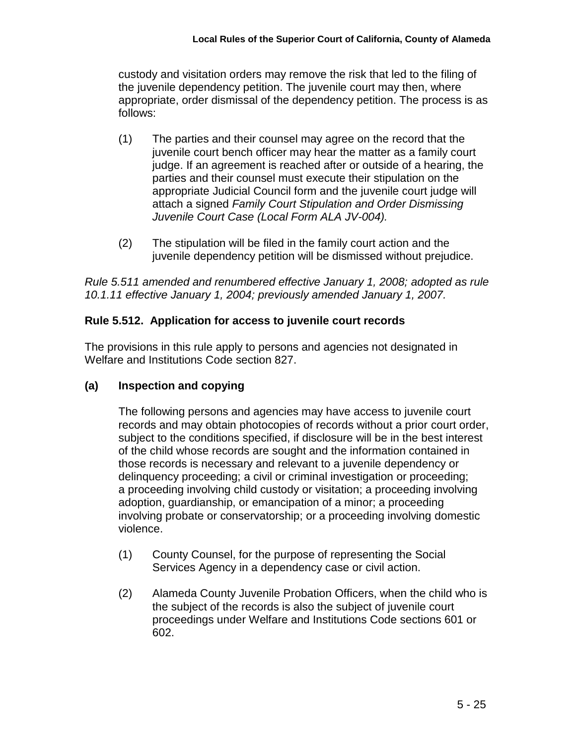custody and visitation orders may remove the risk that led to the filing of the juvenile dependency petition. The juvenile court may then, where appropriate, order dismissal of the dependency petition. The process is as follows:

(1) The parties and their counsel may agree on the record that the juvenile court bench officer may hear the matter as a family court judge. If an agreement is reached after or outside of a hearing, the parties and their counsel must execute their stipulation on the appropriate Judicial Council form and the juvenile court judge will attach a signed *Family Court Stipulation and Order Dismissing Juvenile Court Case (Local Form ALA JV-004).*

(2) The stipulation will be filed in the family court action and the juvenile dependency petition will be dismissed without prejudice.

*Rule 5.511 amended and renumbered effective January 1, 2008; adopted as rule 10.1.11 effective January 1, 2004; previously amended January 1, 2007.*

### Rule 5.512. Application for access to juvenile court records

The provisions in this rule apply to persons and agencies not designated in Welfare and Institutions Code section 827.

#### (a) Inspection and copying

The following persons and agencies may have access to juvenile court records and may obtain photocopies of records without a prior court order, subject to the conditions specified, if disclosure will be in the best interest of the child whose records are sought and the information contained in those records is necessary and relevant to a juvenile dependency or delinquency proceeding; a civil or criminal investigation or proceeding; a proceeding involving child custody or visitation; a proceeding involving adoption, guardianship, or emancipation of a minor; a proceeding involving probate or conservatorship; or a proceeding involving domestic violence.

(1) County Counsel, for the purpose of representing the Social Services Agency in a dependency case or civil action.

(2) Alameda County Juvenile Probation Officers, when the child who is the subject of the records is also the subject of juvenile court proceedings under Welfare and Institutions Code sections 601 or 602.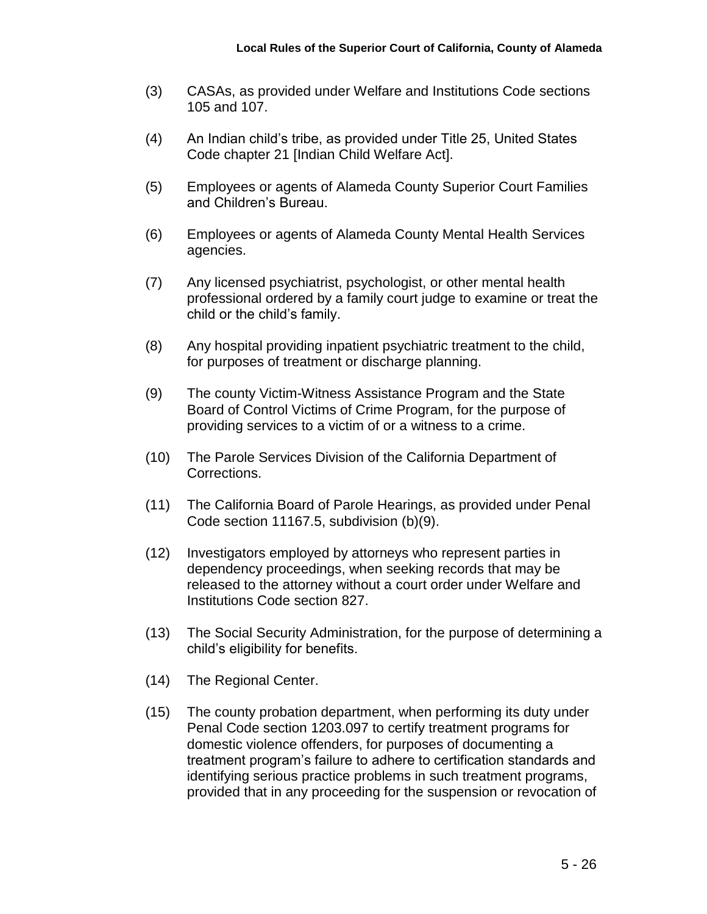(3) CASAs, as provided under Welfare and Institutions Code sections 105 and 107.

(4) An Indian child's tribe, as provided under Title 25, United States Code chapter 21 [Indian Child Welfare Act].

(5) Employees or agents of Alameda County Superior Court Families and Children's Bureau.

(6) Employees or agents of Alameda County Mental Health Services agencies.

(7) Any licensed psychiatrist, psychologist, or other mental health professional ordered by a family court judge to examine or treat the child or the child's family.

(8) Any hospital providing inpatient psychiatric treatment to the child, for purposes of treatment or discharge planning.

(9) The county Victim-Witness Assistance Program and the State Board of Control Victims of Crime Program, for the purpose of providing services to a victim of or a witness to a crime.

(10) The Parole Services Division of the California Department of Corrections.

(11) The California Board of Parole Hearings, as provided under Penal Code section 11167.5, subdivision (b)(9).

(12) Investigators employed by attorneys who represent parties in dependency proceedings, when seeking records that may be released to the attorney without a court order under Welfare and Institutions Code section 827.

(13) The Social Security Administration, for the purpose of determining a child's eligibility for benefits.

(14) The Regional Center.

(15) The county probation department, when performing its duty under Penal Code section 1203.097 to certify treatment programs for domestic violence offenders, for purposes of documenting a treatment program's failure to adhere to certification standards and identifying serious practice problems in such treatment programs, provided that in any proceeding for the suspension or revocation of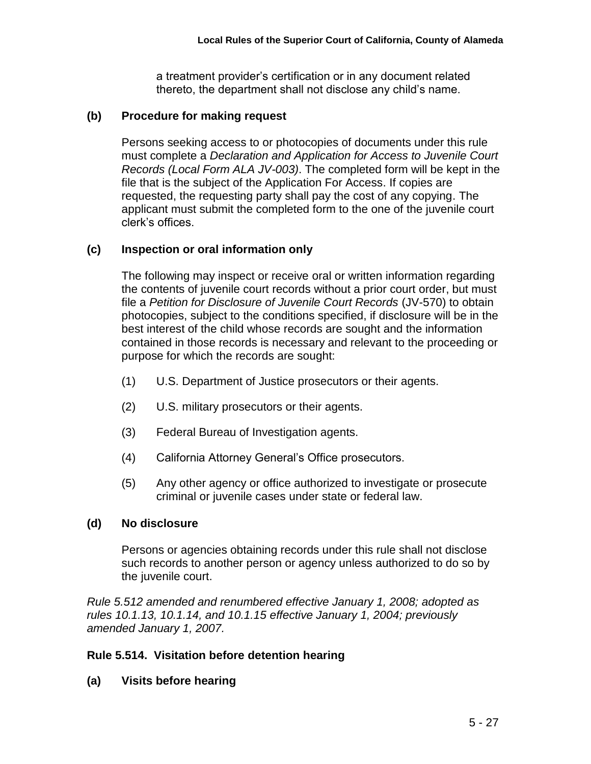a treatment provider's certification or in any document related thereto, the department shall not disclose any child's name.

**(b) Procedure for making request**

Persons seeking access to or photocopies of documents under this rule must complete a *Declaration and Application for Access to Juvenile Court Records (Local Form ALA JV-003)*. The completed form will be kept in the file that is the subject of the Application For Access. If copies are requested, the requesting party shall pay the cost of any copying. The applicant must submit the completed form to the one of the juvenile court clerk's offices.

**(c) Inspection or oral information only**

The following may inspect or receive oral or written information regarding the contents of juvenile court records without a prior court order, but must file a *Petition for Disclosure of Juvenile Court Records* (JV-570) to obtain photocopies, subject to the conditions specified, if disclosure will be in the best interest of the child whose records are sought and the information contained in those records is necessary and relevant to the proceeding or purpose for which the records are sought:

(1) U.S. Department of Justice prosecutors or their agents.

(2) U.S. military prosecutors or their agents.

(3) Federal Bureau of Investigation agents.

(4) California Attorney General's Office prosecutors.

(5) Any other agency or office authorized to investigate or prosecute criminal or juvenile cases under state or federal law.

**(d) No disclosure**

Persons or agencies obtaining records under this rule shall not disclose such records to another person or agency unless authorized to do so by the juvenile court.

*Rule 5.512 amended and renumbered effective January 1, 2008; adopted as rules 10.1.13, 10.1.14, and 10.1.15 effective January 1, 2004; previously amended January 1, 2007.*

## Rule 5.514. Visitation before detention hearing

**(a) Visits before hearing**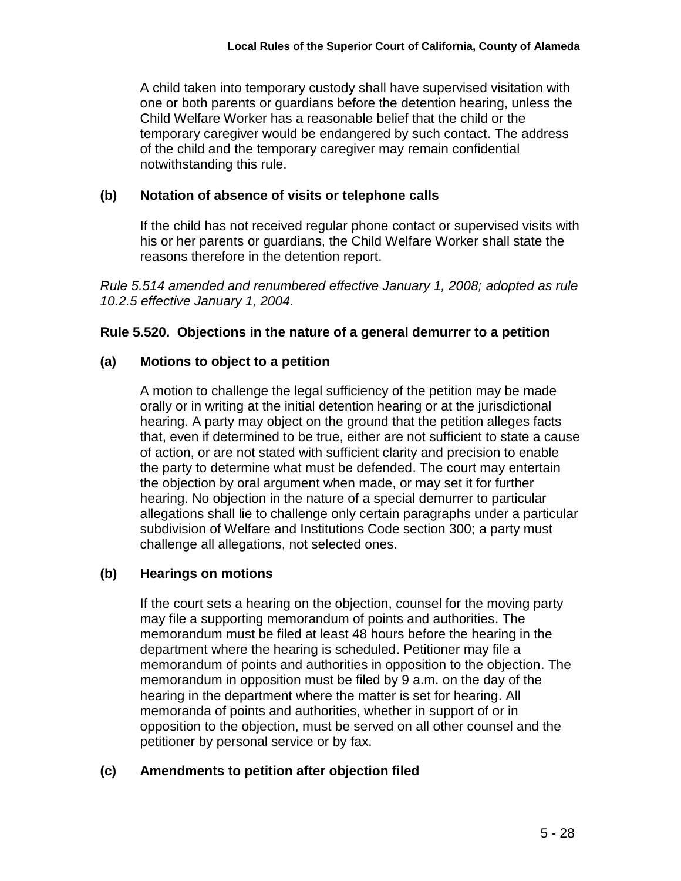A child taken into temporary custody shall have supervised visitation with one or both parents or guardians before the detention hearing, unless the Child Welfare Worker has a reasonable belief that the child or the temporary caregiver would be endangered by such contact. The address of the child and the temporary caregiver may remain confidential notwithstanding this rule.

### (b) Notation of absence of visits or telephone calls

If the child has not received regular phone contact or supervised visits with his or her parents or guardians, the Child Welfare Worker shall state the reasons therefore in the detention report.

*Rule 5.514 amended and renumbered effective January 1, 2008; adopted as rule 10.2.5 effective January 1, 2004.*

## Rule 5.520. Objections in the nature of a general demurrer to a petition

### (a) Motions to object to a petition

A motion to challenge the legal sufficiency of the petition may be made orally or in writing at the initial detention hearing or at the jurisdictional hearing. A party may object on the ground that the petition alleges facts that, even if determined to be true, either are not sufficient to state a cause of action, or are not stated with sufficient clarity and precision to enable the party to determine what must be defended. The court may entertain the objection by oral argument when made, or may set it for further hearing. No objection in the nature of a special demurrer to particular allegations shall lie to challenge only certain paragraphs under a particular subdivision of Welfare and Institutions Code section 300; a party must challenge all allegations, not selected ones.

### (b) Hearings on motions

If the court sets a hearing on the objection, counsel for the moving party may file a supporting memorandum of points and authorities. The memorandum must be filed at least 48 hours before the hearing in the department where the hearing is scheduled. Petitioner may file a memorandum of points and authorities in opposition to the objection. The memorandum in opposition must be filed by 9 a.m. on the day of the hearing in the department where the matter is set for hearing. All memoranda of points and authorities, whether in support of or in opposition to the objection, must be served on all other counsel and the petitioner by personal service or by fax.

### (c) Amendments to petition after objection filed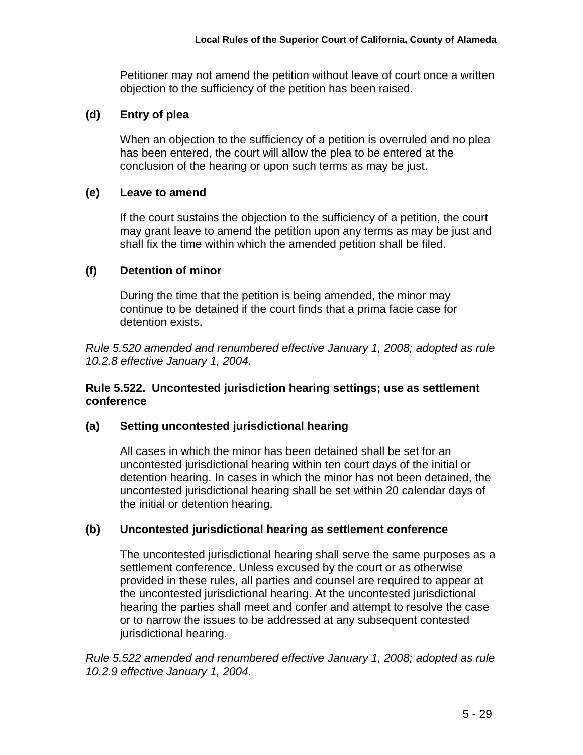Petitioner may not amend the petition without leave of court once a written objection to the sufficiency of the petition has been raised.

**(d) Entry of plea**

When an objection to the sufficiency of a petition is overruled and no plea has been entered, the court will allow the plea to be entered at the conclusion of the hearing or upon such terms as may be just.

**(e) Leave to amend**

If the court sustains the objection to the sufficiency of a petition, the court may grant leave to amend the petition upon any terms as may be just and shall fix the time within which the amended petition shall be filed.

**(f) Detention of minor**

During the time that the petition is being amended, the minor may continue to be detained if the court finds that a prima facie case for detention exists.

*Rule 5.520 amended and renumbered effective January 1, 2008; adopted as rule 10.2.8 effective January 1, 2004.*

### Rule 5.522. Uncontested jurisdiction hearing settings; use as settlement conference

**(a) Setting uncontested jurisdictional hearing**

All cases in which the minor has been detained shall be set for an uncontested jurisdictional hearing within ten court days of the initial or detention hearing. In cases in which the minor has not been detained, the uncontested jurisdictional hearing shall be set within 20 calendar days of the initial or detention hearing.

**(b) Uncontested jurisdictional hearing as settlement conference**

The uncontested jurisdictional hearing shall serve the same purposes as a settlement conference. Unless excused by the court or as otherwise provided in these rules, all parties and counsel are required to appear at the uncontested jurisdictional hearing. At the uncontested jurisdictional hearing the parties shall meet and confer and attempt to resolve the case or to narrow the issues to be addressed at any subsequent contested jurisdictional hearing.

*Rule 5.522 amended and renumbered effective January 1, 2008; adopted as rule 10.2.9 effective January 1, 2004.*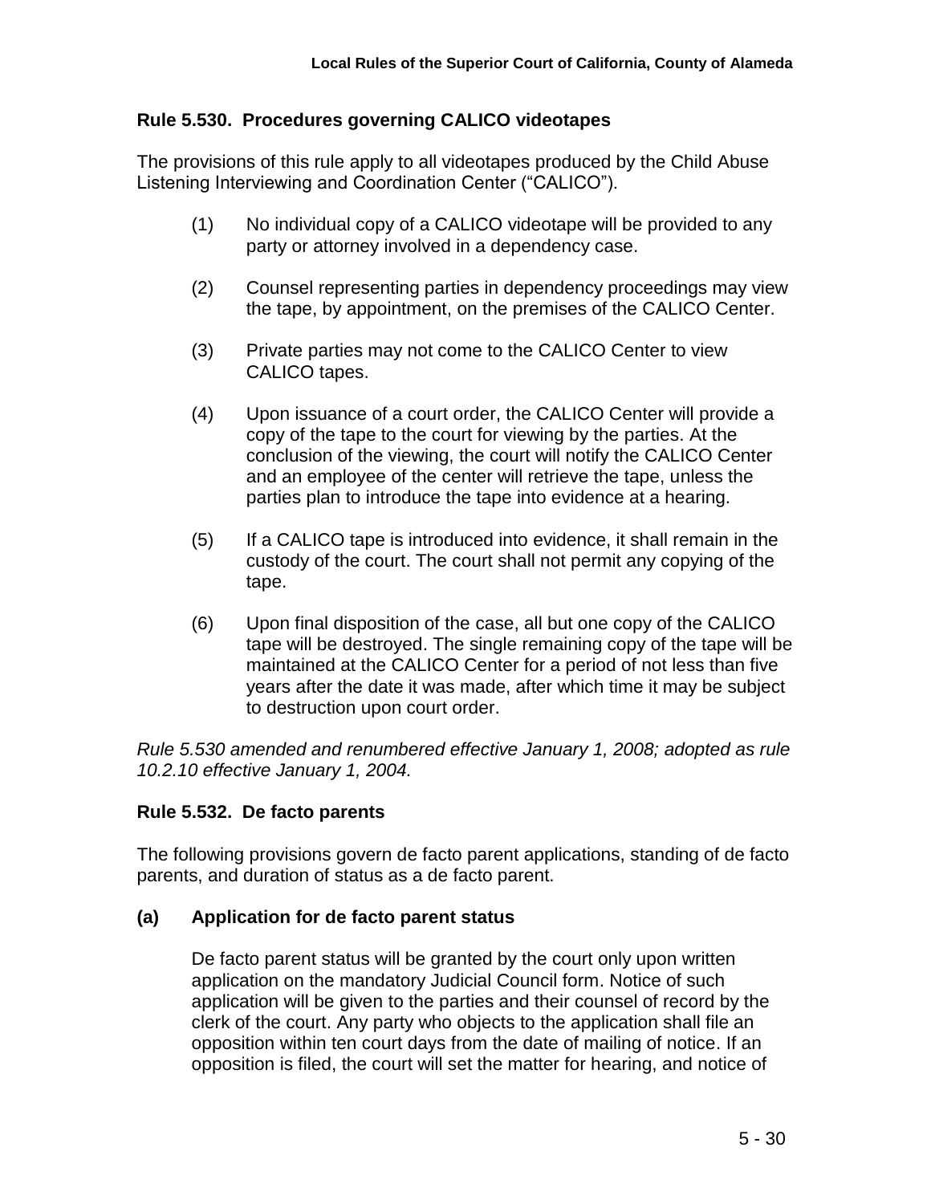### Rule 5.530. Procedures governing CALICO videotapes

The provisions of this rule apply to all videotapes produced by the Child Abuse Listening Interviewing and Coordination Center ("CALICO").

(1) No individual copy of a CALICO videotape will be provided to any party or attorney involved in a dependency case.

(2) Counsel representing parties in dependency proceedings may view the tape, by appointment, on the premises of the CALICO Center.

(3) Private parties may not come to the CALICO Center to view CALICO tapes.

(4) Upon issuance of a court order, the CALICO Center will provide a copy of the tape to the court for viewing by the parties. At the conclusion of the viewing, the court will notify the CALICO Center and an employee of the center will retrieve the tape, unless the parties plan to introduce the tape into evidence at a hearing.

(5) If a CALICO tape is introduced into evidence, it shall remain in the custody of the court. The court shall not permit any copying of the tape.

(6) Upon final disposition of the case, all but one copy of the CALICO tape will be destroyed. The single remaining copy of the tape will be maintained at the CALICO Center for a period of not less than five years after the date it was made, after which time it may be subject to destruction upon court order.

*Rule 5.530 amended and renumbered effective January 1, 2008; adopted as rule 10.2.10 effective January 1, 2004.*

### Rule 5.532. De facto parents

The following provisions govern de facto parent applications, standing of de facto parents, and duration of status as a de facto parent.

#### (a) Application for de facto parent status

De facto parent status will be granted by the court only upon written application on the mandatory Judicial Council form. Notice of such application will be given to the parties and their counsel of record by the clerk of the court. Any party who objects to the application shall file an opposition within ten court days from the date of mailing of notice. If an opposition is filed, the court will set the matter for hearing, and notice of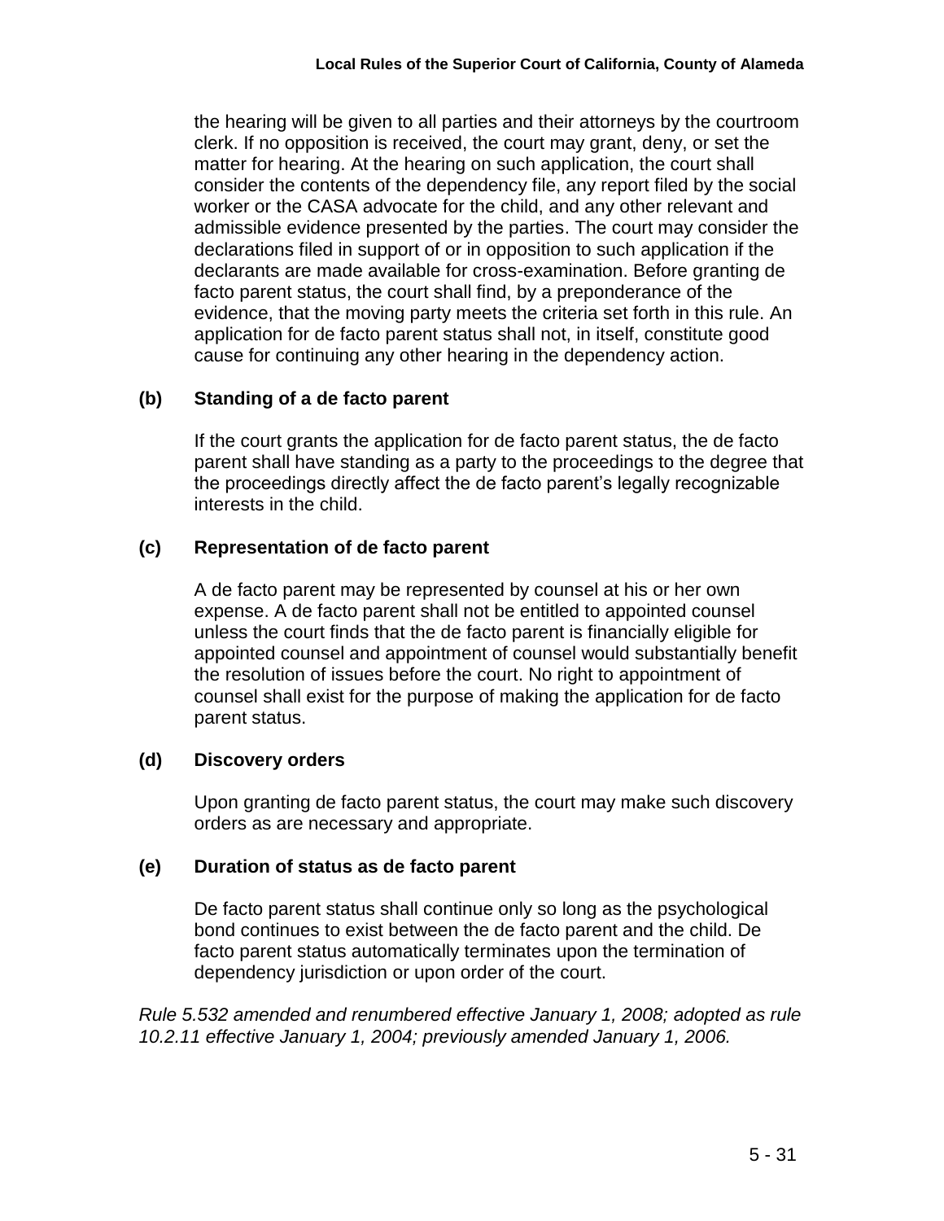the hearing will be given to all parties and their attorneys by the courtroom clerk. If no opposition is received, the court may grant, deny, or set the matter for hearing. At the hearing on such application, the court shall consider the contents of the dependency file, any report filed by the social worker or the CASA advocate for the child, and any other relevant and admissible evidence presented by the parties. The court may consider the declarations filed in support of or in opposition to such application if the declarants are made available for cross-examination. Before granting de facto parent status, the court shall find, by a preponderance of the evidence, that the moving party meets the criteria set forth in this rule. An application for de facto parent status shall not, in itself, constitute good cause for continuing any other hearing in the dependency action.

**(b) Standing of a de facto parent**

If the court grants the application for de facto parent status, the de facto parent shall have standing as a party to the proceedings to the degree that the proceedings directly affect the de facto parent's legally recognizable interests in the child.

**(c) Representation of de facto parent**

A de facto parent may be represented by counsel at his or her own expense. A de facto parent shall not be entitled to appointed counsel unless the court finds that the de facto parent is financially eligible for appointed counsel and appointment of counsel would substantially benefit the resolution of issues before the court. No right to appointment of counsel shall exist for the purpose of making the application for de facto parent status.

**(d) Discovery orders**

Upon granting de facto parent status, the court may make such discovery orders as are necessary and appropriate.

**(e) Duration of status as de facto parent**

De facto parent status shall continue only so long as the psychological bond continues to exist between the de facto parent and the child. De facto parent status automatically terminates upon the termination of dependency jurisdiction or upon order of the court.

*Rule 5.532 amended and renumbered effective January 1, 2008; adopted as rule 10.2.11 effective January 1, 2004; previously amended January 1, 2006.*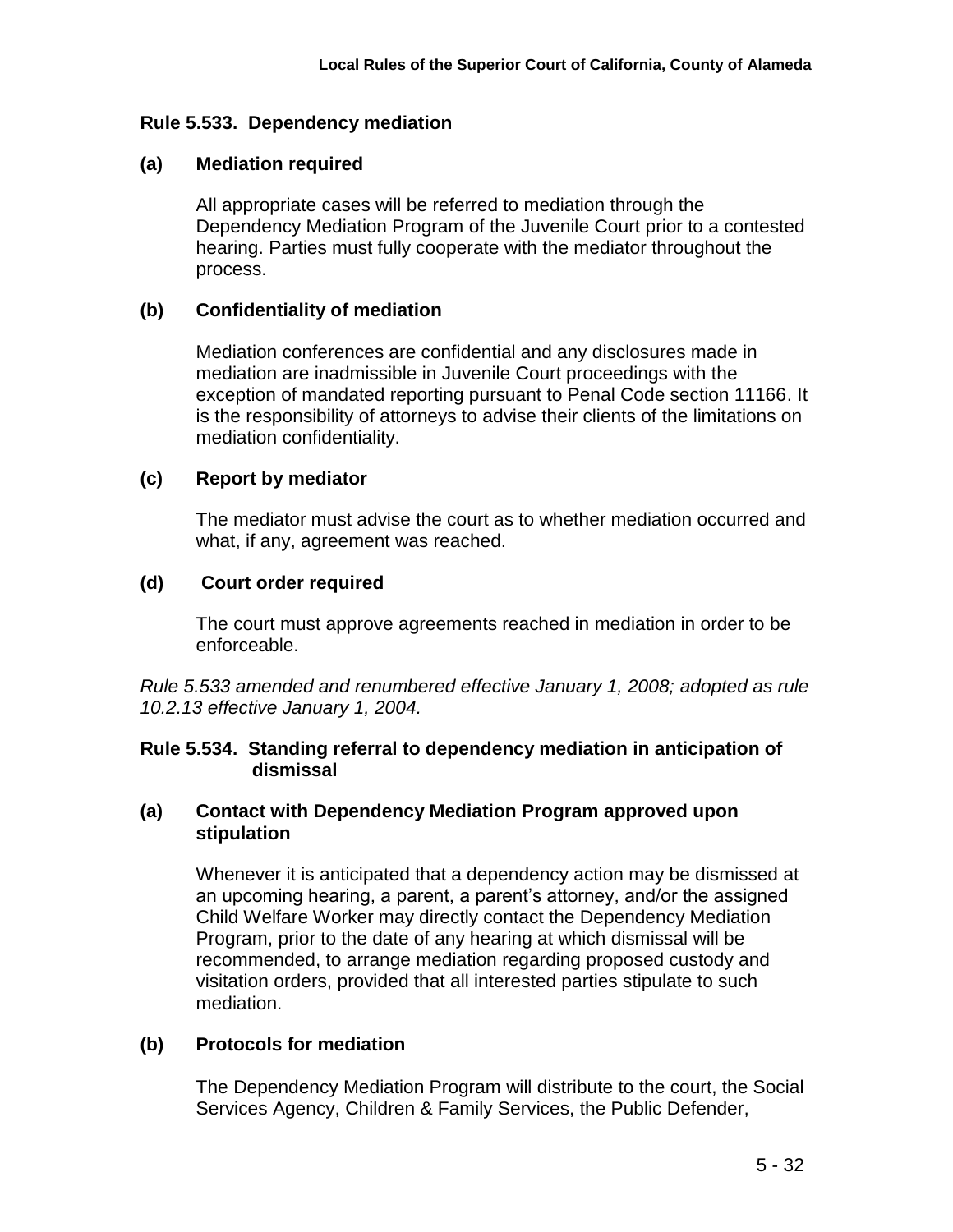## Rule 5.533. Dependency mediation

### (a) Mediation required

All appropriate cases will be referred to mediation through the Dependency Mediation Program of the Juvenile Court prior to a contested hearing. Parties must fully cooperate with the mediator throughout the process.

### (b) Confidentiality of mediation

Mediation conferences are confidential and any disclosures made in mediation are inadmissible in Juvenile Court proceedings with the exception of mandated reporting pursuant to Penal Code section 11166. It is the responsibility of attorneys to advise their clients of the limitations on mediation confidentiality.

### (c) Report by mediator

The mediator must advise the court as to whether mediation occurred and what, if any, agreement was reached.

### (d) Court order required

The court must approve agreements reached in mediation in order to be enforceable.

*Rule 5.533 amended and renumbered effective January 1, 2008; adopted as rule 10.2.13 effective January 1, 2004.*

## Rule 5.534. Standing referral to dependency mediation in anticipation of dismissal

### (a) Contact with Dependency Mediation Program approved upon stipulation

Whenever it is anticipated that a dependency action may be dismissed at an upcoming hearing, a parent, a parent's attorney, and/or the assigned Child Welfare Worker may directly contact the Dependency Mediation Program, prior to the date of any hearing at which dismissal will be recommended, to arrange mediation regarding proposed custody and visitation orders, provided that all interested parties stipulate to such mediation.

### (b) Protocols for mediation

The Dependency Mediation Program will distribute to the court, the Social Services Agency, Children & Family Services, the Public Defender,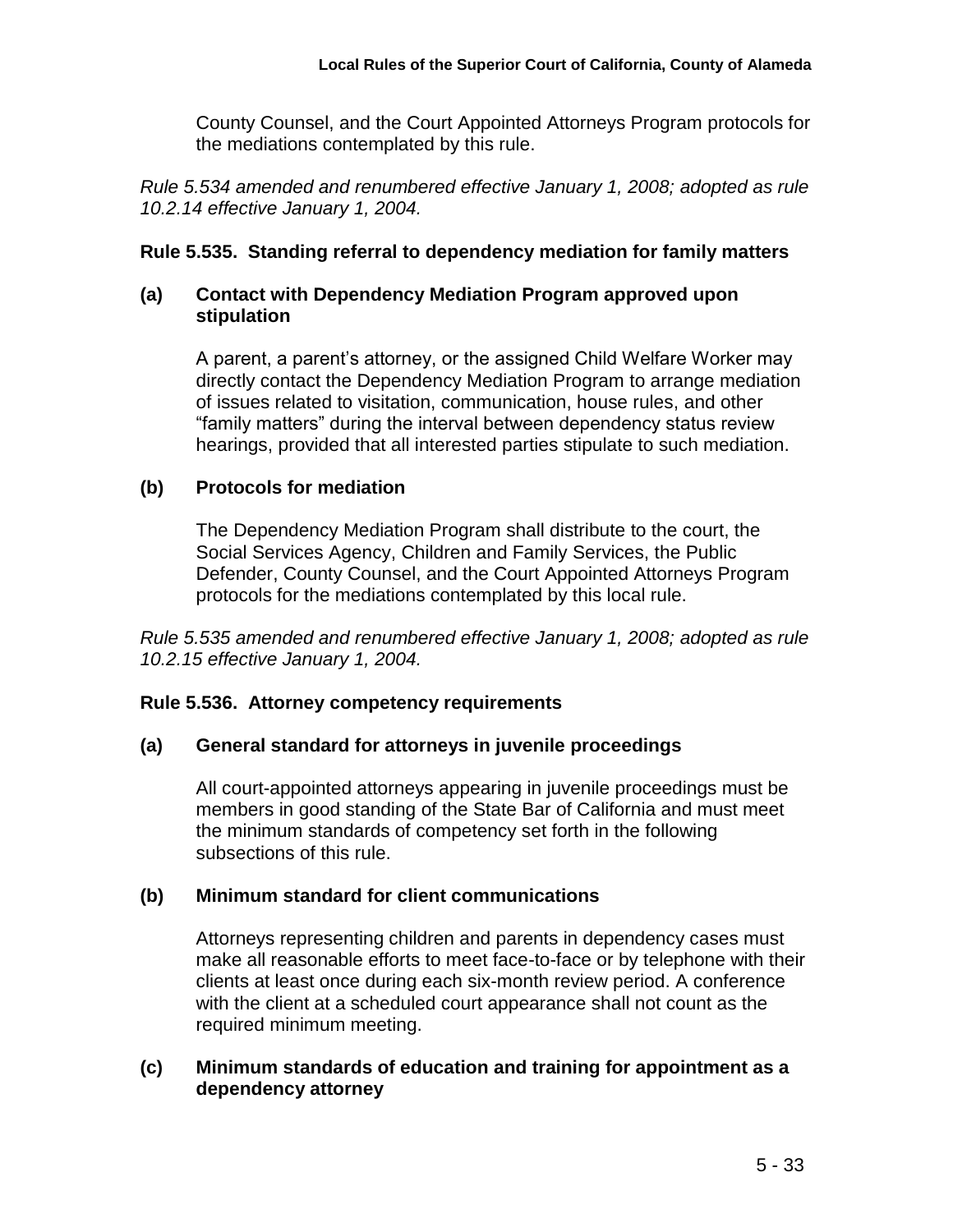County Counsel, and the Court Appointed Attorneys Program protocols for the mediations contemplated by this rule.

*Rule 5.534 amended and renumbered effective January 1, 2008; adopted as rule 10.2.14 effective January 1, 2004.*

### Rule 5.535. Standing referral to dependency mediation for family matters

#### (a) Contact with Dependency Mediation Program approved upon stipulation

A parent, a parent's attorney, or the assigned Child Welfare Worker may directly contact the Dependency Mediation Program to arrange mediation of issues related to visitation, communication, house rules, and other "family matters" during the interval between dependency status review hearings, provided that all interested parties stipulate to such mediation.

#### (b) Protocols for mediation

The Dependency Mediation Program shall distribute to the court, the Social Services Agency, Children and Family Services, the Public Defender, County Counsel, and the Court Appointed Attorneys Program protocols for the mediations contemplated by this local rule.

*Rule 5.535 amended and renumbered effective January 1, 2008; adopted as rule 10.2.15 effective January 1, 2004.*

### Rule 5.536. Attorney competency requirements

#### (a) General standard for attorneys in juvenile proceedings

All court-appointed attorneys appearing in juvenile proceedings must be members in good standing of the State Bar of California and must meet the minimum standards of competency set forth in the following subsections of this rule.

#### (b) Minimum standard for client communications

Attorneys representing children and parents in dependency cases must make all reasonable efforts to meet face-to-face or by telephone with their clients at least once during each six-month review period. A conference with the client at a scheduled court appearance shall not count as the required minimum meeting.

#### (c) Minimum standards of education and training for appointment as a dependency attorney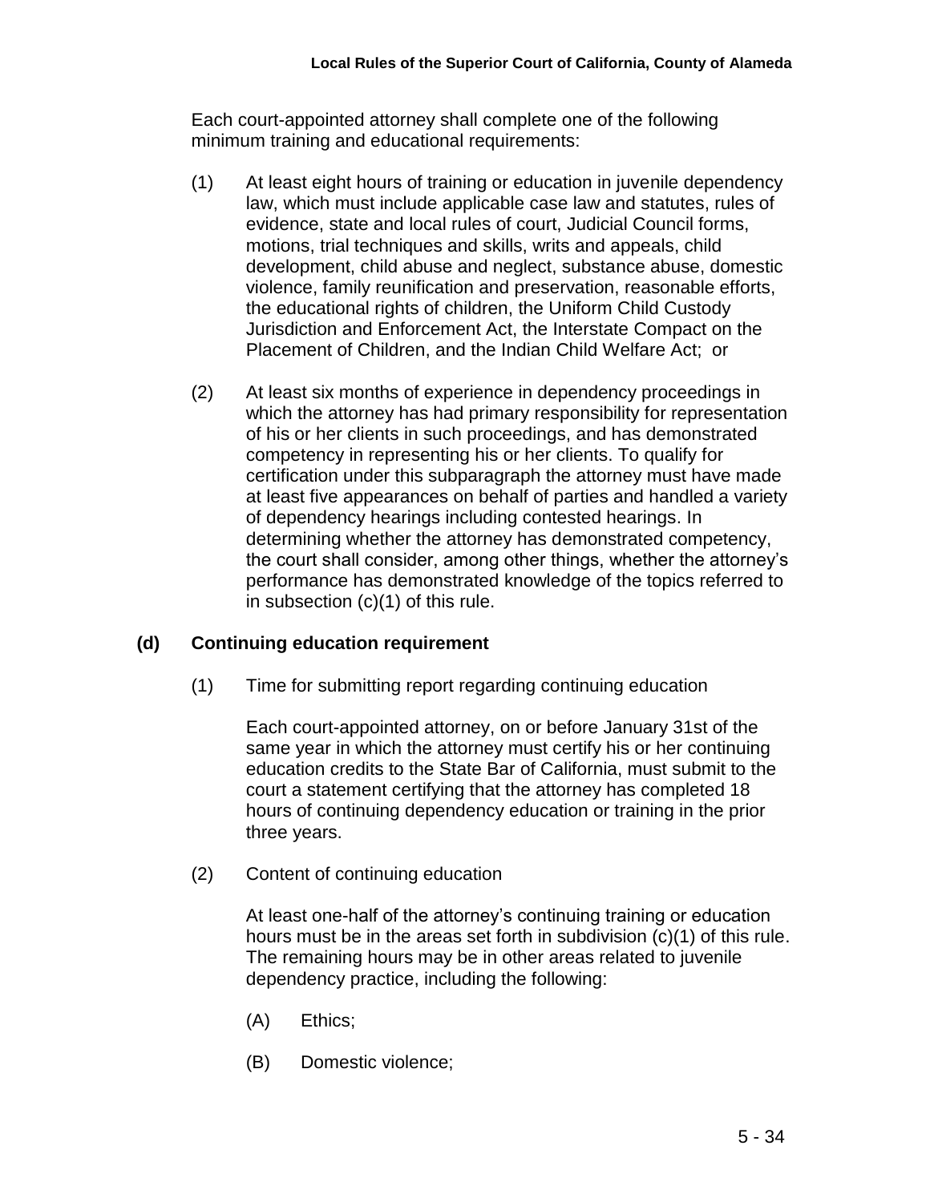Each court-appointed attorney shall complete one of the following minimum training and educational requirements:

(1) At least eight hours of training or education in juvenile dependency law, which must include applicable case law and statutes, rules of evidence, state and local rules of court, Judicial Council forms, motions, trial techniques and skills, writs and appeals, child development, child abuse and neglect, substance abuse, domestic violence, family reunification and preservation, reasonable efforts, the educational rights of children, the Uniform Child Custody Jurisdiction and Enforcement Act, the Interstate Compact on the Placement of Children, and the Indian Child Welfare Act; or

(2) At least six months of experience in dependency proceedings in which the attorney has had primary responsibility for representation of his or her clients in such proceedings, and has demonstrated competency in representing his or her clients. To qualify for certification under this subparagraph the attorney must have made at least five appearances on behalf of parties and handled a variety of dependency hearings including contested hearings. In determining whether the attorney has demonstrated competency, the court shall consider, among other things, whether the attorney's performance has demonstrated knowledge of the topics referred to in subsection (c)(1) of this rule.

**(d) Continuing education requirement**

(1) Time for submitting report regarding continuing education

Each court-appointed attorney, on or before January 31st of the same year in which the attorney must certify his or her continuing education credits to the State Bar of California, must submit to the court a statement certifying that the attorney has completed 18 hours of continuing dependency education or training in the prior three years.

(2) Content of continuing education

At least one-half of the attorney's continuing training or education hours must be in the areas set forth in subdivision (c)(1) of this rule. The remaining hours may be in other areas related to juvenile dependency practice, including the following:

(A) Ethics;

(B) Domestic violence;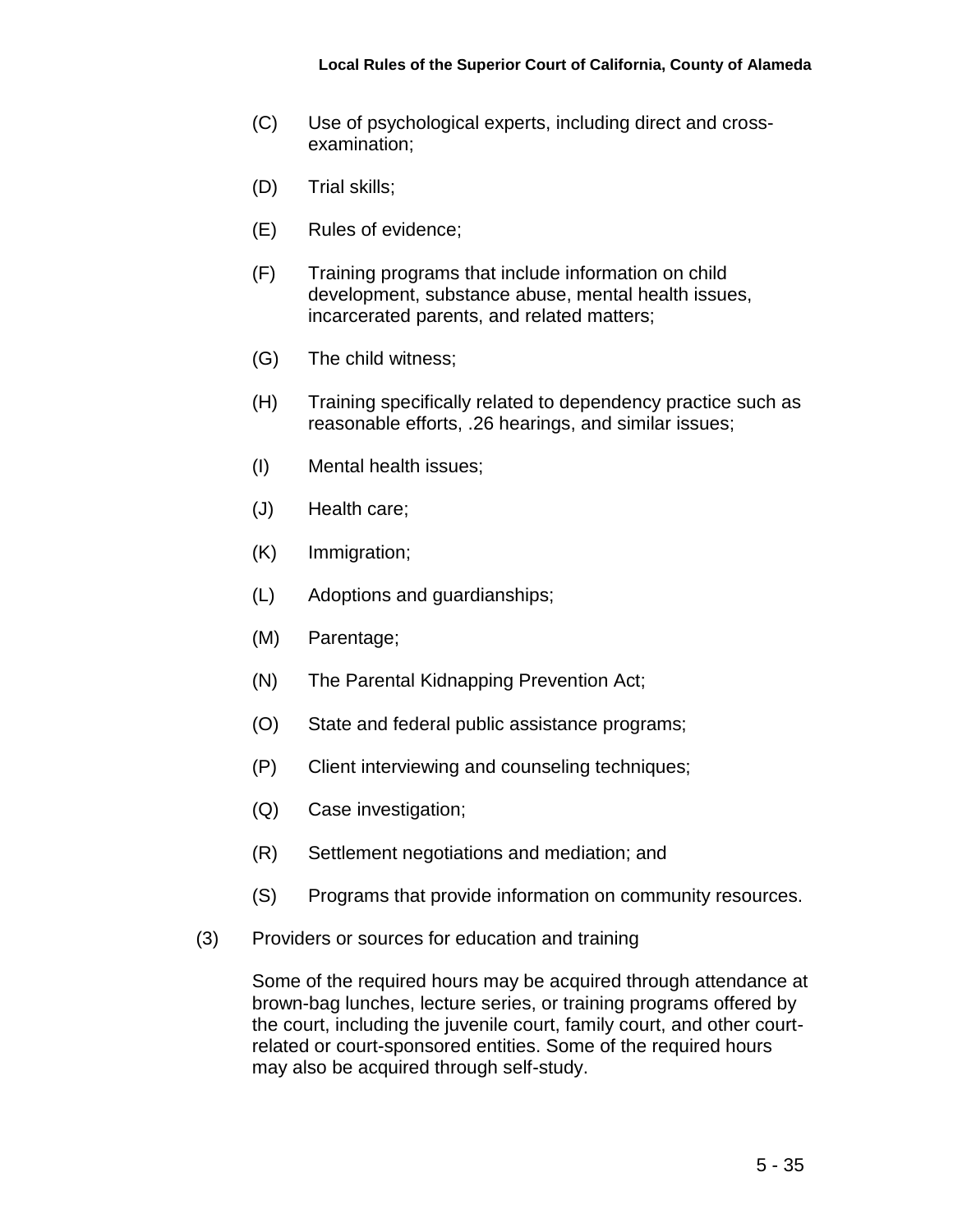(C) Use of psychological experts, including direct and cross-examination;

(D) Trial skills;

(E) Rules of evidence;

(F) Training programs that include information on child development, substance abuse, mental health issues, incarcerated parents, and related matters;

(G) The child witness;

(H) Training specifically related to dependency practice such as reasonable efforts, .26 hearings, and similar issues;

(I) Mental health issues;

(J) Health care;

(K) Immigration;

(L) Adoptions and guardianships;

(M) Parentage;

(N) The Parental Kidnapping Prevention Act;

(O) State and federal public assistance programs;

(P) Client interviewing and counseling techniques;

(Q) Case investigation;

(R) Settlement negotiations and mediation; and

(S) Programs that provide information on community resources.

(3) Providers or sources for education and training

Some of the required hours may be acquired through attendance at brown-bag lunches, lecture series, or training programs offered by the court, including the juvenile court, family court, and other court-related or court-sponsored entities. Some of the required hours may also be acquired through self-study.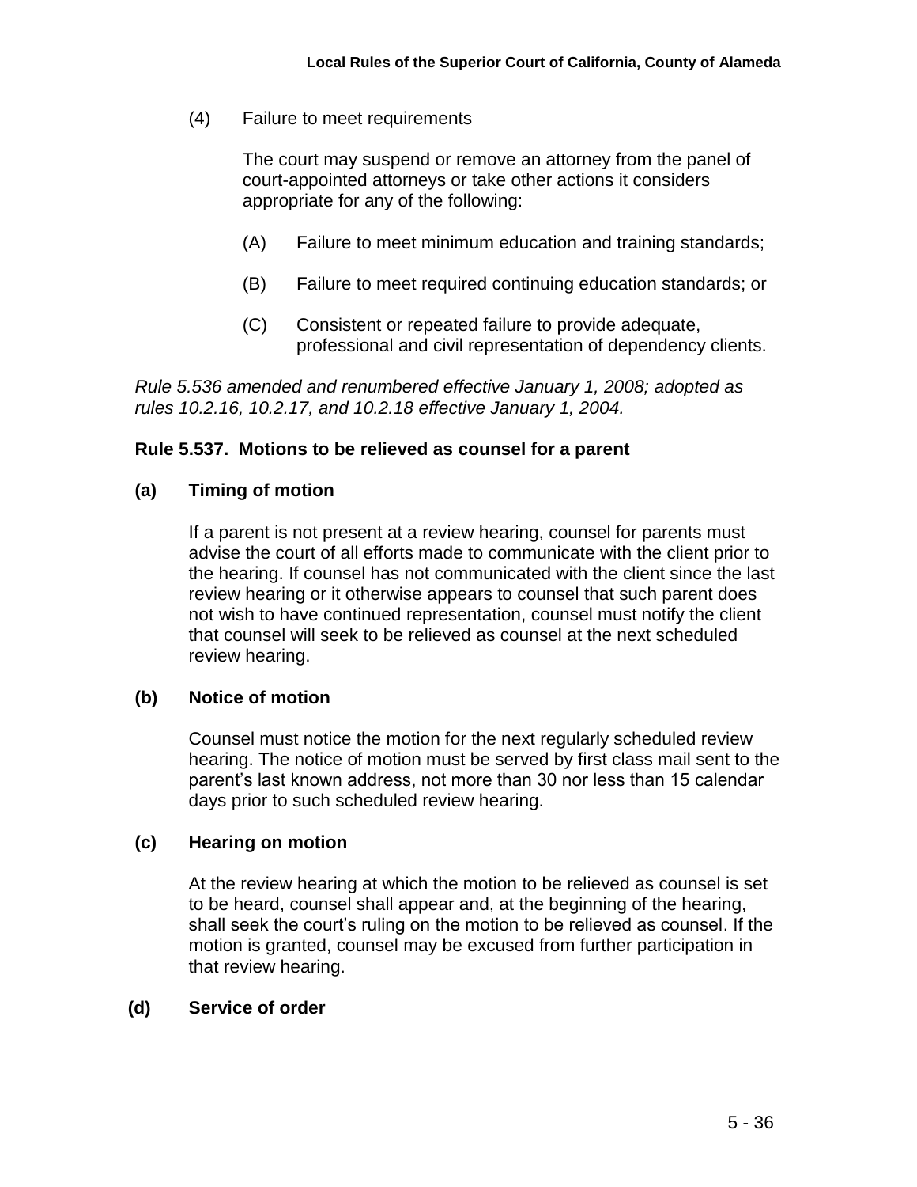(4) Failure to meet requirements

The court may suspend or remove an attorney from the panel of court-appointed attorneys or take other actions it considers appropriate for any of the following:

(A) Failure to meet minimum education and training standards;

(B) Failure to meet required continuing education standards; or

(C) Consistent or repeated failure to provide adequate, professional and civil representation of dependency clients.

*Rule 5.536 amended and renumbered effective January 1, 2008; adopted as rules 10.2.16, 10.2.17, and 10.2.18 effective January 1, 2004.*

### Rule 5.537. Motions to be relieved as counsel for a parent

**(a) Timing of motion**

If a parent is not present at a review hearing, counsel for parents must advise the court of all efforts made to communicate with the client prior to the hearing. If counsel has not communicated with the client since the last review hearing or it otherwise appears to counsel that such parent does not wish to have continued representation, counsel must notify the client that counsel will seek to be relieved as counsel at the next scheduled review hearing.

**(b) Notice of motion**

Counsel must notice the motion for the next regularly scheduled review hearing. The notice of motion must be served by first class mail sent to the parent's last known address, not more than 30 nor less than 15 calendar days prior to such scheduled review hearing.

**(c) Hearing on motion**

At the review hearing at which the motion to be relieved as counsel is set to be heard, counsel shall appear and, at the beginning of the hearing, shall seek the court's ruling on the motion to be relieved as counsel. If the motion is granted, counsel may be excused from further participation in that review hearing.

**(d) Service of order**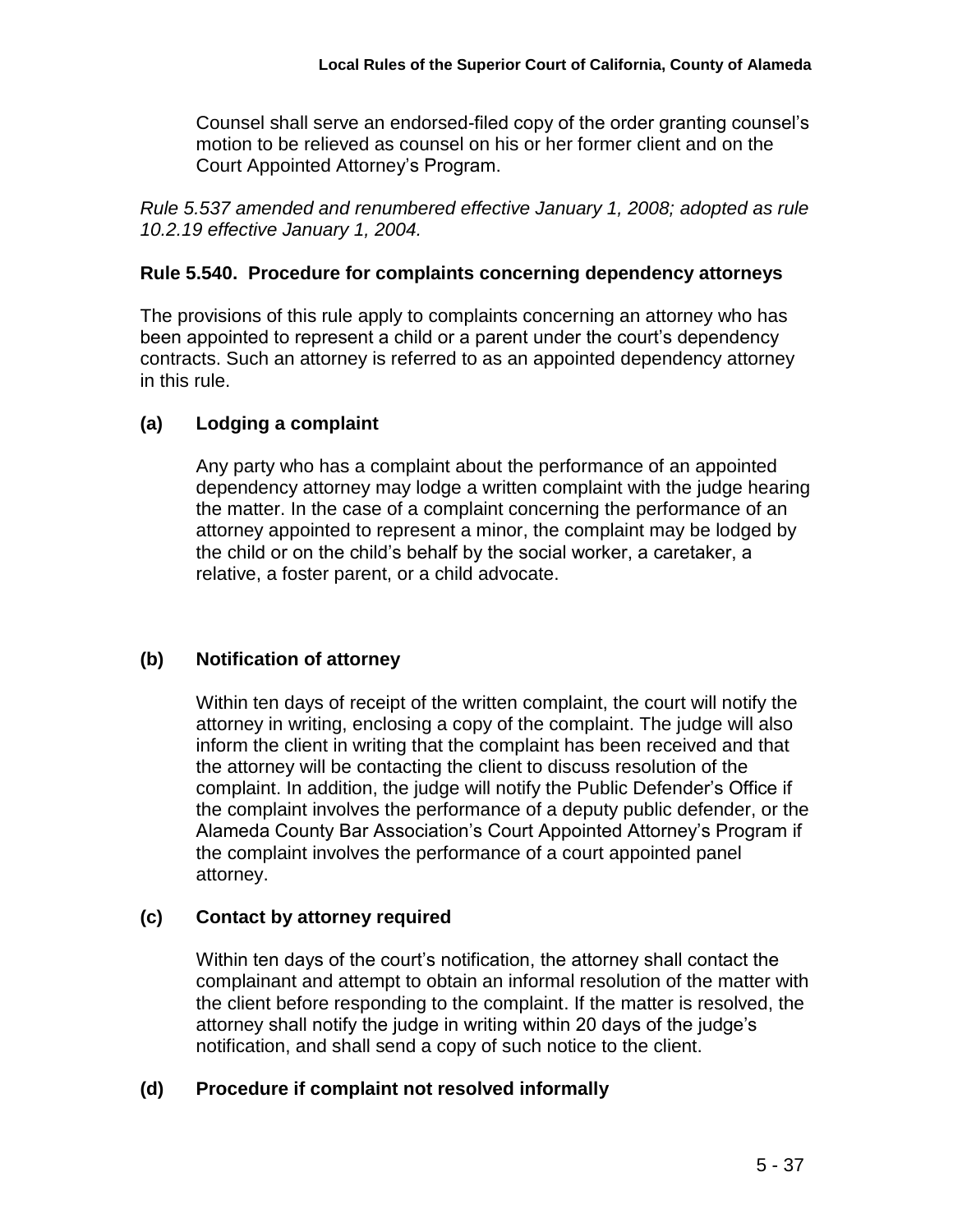Counsel shall serve an endorsed-filed copy of the order granting counsel's motion to be relieved as counsel on his or her former client and on the Court Appointed Attorney's Program.

*Rule 5.537 amended and renumbered effective January 1, 2008; adopted as rule 10.2.19 effective January 1, 2004.*

### Rule 5.540. Procedure for complaints concerning dependency attorneys

The provisions of this rule apply to complaints concerning an attorney who has been appointed to represent a child or a parent under the court's dependency contracts. Such an attorney is referred to as an appointed dependency attorney in this rule.

**(a) Lodging a complaint**

Any party who has a complaint about the performance of an appointed dependency attorney may lodge a written complaint with the judge hearing the matter. In the case of a complaint concerning the performance of an attorney appointed to represent a minor, the complaint may be lodged by the child or on the child's behalf by the social worker, a caretaker, a relative, a foster parent, or a child advocate.

**(b) Notification of attorney**

Within ten days of receipt of the written complaint, the court will notify the attorney in writing, enclosing a copy of the complaint. The judge will also inform the client in writing that the complaint has been received and that the attorney will be contacting the client to discuss resolution of the complaint. In addition, the judge will notify the Public Defender's Office if the complaint involves the performance of a deputy public defender, or the Alameda County Bar Association's Court Appointed Attorney's Program if the complaint involves the performance of a court appointed panel attorney.

**(c) Contact by attorney required**

Within ten days of the court's notification, the attorney shall contact the complainant and attempt to obtain an informal resolution of the matter with the client before responding to the complaint. If the matter is resolved, the attorney shall notify the judge in writing within 20 days of the judge's notification, and shall send a copy of such notice to the client.

**(d) Procedure if complaint not resolved informally**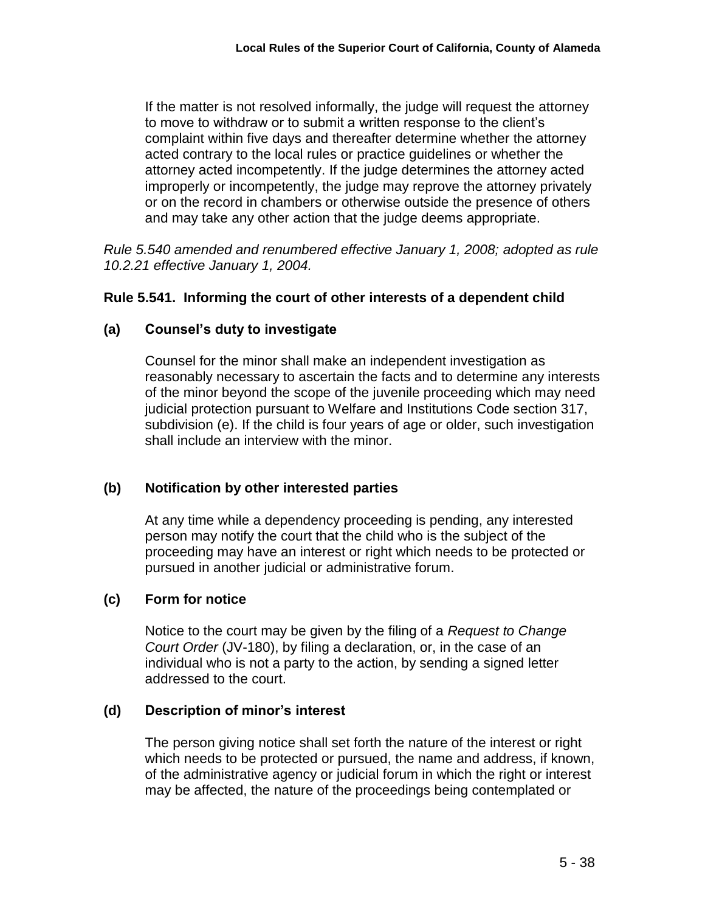If the matter is not resolved informally, the judge will request the attorney to move to withdraw or to submit a written response to the client's complaint within five days and thereafter determine whether the attorney acted contrary to the local rules or practice guidelines or whether the attorney acted incompetently. If the judge determines the attorney acted improperly or incompetently, the judge may reprove the attorney privately or on the record in chambers or otherwise outside the presence of others and may take any other action that the judge deems appropriate.

*Rule 5.540 amended and renumbered effective January 1, 2008; adopted as rule 10.2.21 effective January 1, 2004.*

### Rule 5.541. Informing the court of other interests of a dependent child

#### (a) Counsel's duty to investigate

Counsel for the minor shall make an independent investigation as reasonably necessary to ascertain the facts and to determine any interests of the minor beyond the scope of the juvenile proceeding which may need judicial protection pursuant to Welfare and Institutions Code section 317, subdivision (e). If the child is four years of age or older, such investigation shall include an interview with the minor.

#### (b) Notification by other interested parties

At any time while a dependency proceeding is pending, any interested person may notify the court that the child who is the subject of the proceeding may have an interest or right which needs to be protected or pursued in another judicial or administrative forum.

#### (c) Form for notice

Notice to the court may be given by the filing of a *Request to Change Court Order* (JV-180), by filing a declaration, or, in the case of an individual who is not a party to the action, by sending a signed letter addressed to the court.

#### (d) Description of minor's interest

The person giving notice shall set forth the nature of the interest or right which needs to be protected or pursued, the name and address, if known, of the administrative agency or judicial forum in which the right or interest may be affected, the nature of the proceedings being contemplated or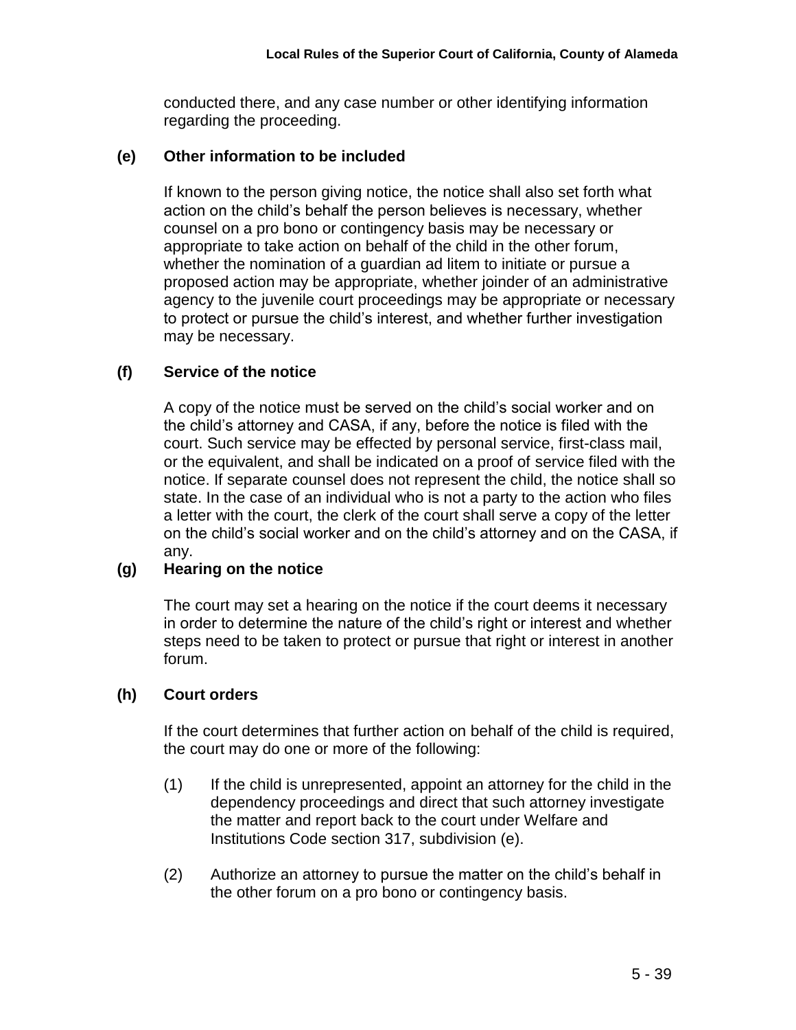conducted there, and any case number or other identifying information regarding the proceeding.

**(e) Other information to be included**

If known to the person giving notice, the notice shall also set forth what action on the child's behalf the person believes is necessary, whether counsel on a pro bono or contingency basis may be necessary or appropriate to take action on behalf of the child in the other forum, whether the nomination of a guardian ad litem to initiate or pursue a proposed action may be appropriate, whether joinder of an administrative agency to the juvenile court proceedings may be appropriate or necessary to protect or pursue the child's interest, and whether further investigation may be necessary.

**(f) Service of the notice**

A copy of the notice must be served on the child's social worker and on the child's attorney and CASA, if any, before the notice is filed with the court. Such service may be effected by personal service, first-class mail, or the equivalent, and shall be indicated on a proof of service filed with the notice. If separate counsel does not represent the child, the notice shall so state. In the case of an individual who is not a party to the action who files a letter with the court, the clerk of the court shall serve a copy of the letter on the child's social worker and on the child's attorney and on the CASA, if any.

**(g) Hearing on the notice**

The court may set a hearing on the notice if the court deems it necessary in order to determine the nature of the child's right or interest and whether steps need to be taken to protect or pursue that right or interest in another forum.

**(h) Court orders**

If the court determines that further action on behalf of the child is required, the court may do one or more of the following:

(1) If the child is unrepresented, appoint an attorney for the child in the dependency proceedings and direct that such attorney investigate the matter and report back to the court under Welfare and Institutions Code section 317, subdivision (e).

(2) Authorize an attorney to pursue the matter on the child's behalf in the other forum on a pro bono or contingency basis.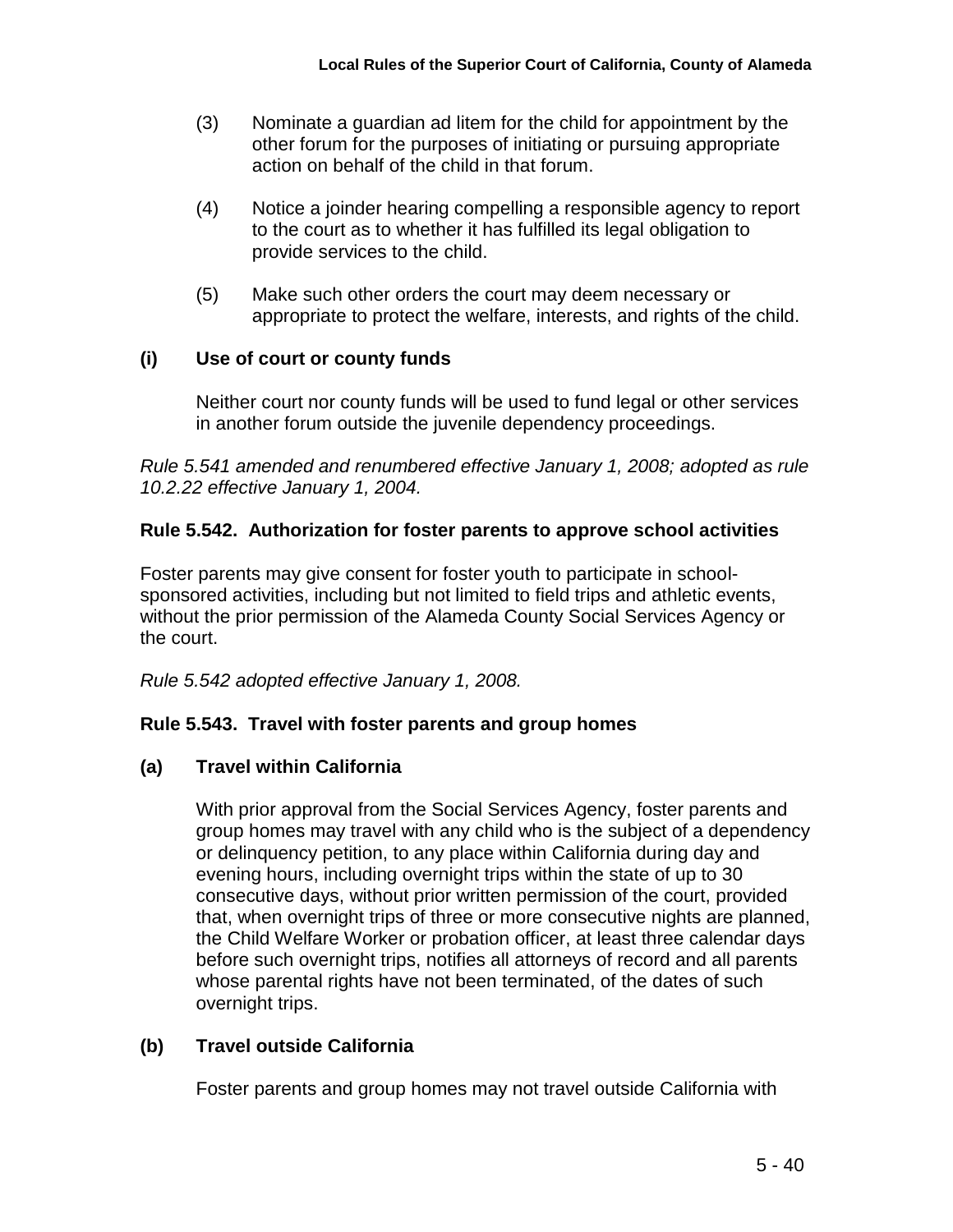(3) Nominate a guardian ad litem for the child for appointment by the other forum for the purposes of initiating or pursuing appropriate action on behalf of the child in that forum.

(4) Notice a joinder hearing compelling a responsible agency to report to the court as to whether it has fulfilled its legal obligation to provide services to the child.

(5) Make such other orders the court may deem necessary or appropriate to protect the welfare, interests, and rights of the child.

**(i) Use of court or county funds**

Neither court nor county funds will be used to fund legal or other services in another forum outside the juvenile dependency proceedings.

*Rule 5.541 amended and renumbered effective January 1, 2008; adopted as rule 10.2.22 effective January 1, 2004.*

### Rule 5.542. Authorization for foster parents to approve school activities

Foster parents may give consent for foster youth to participate in school-sponsored activities, including but not limited to field trips and athletic events, without the prior permission of the Alameda County Social Services Agency or the court.

*Rule 5.542 adopted effective January 1, 2008.*

### Rule 5.543. Travel with foster parents and group homes

**(a) Travel within California**

With prior approval from the Social Services Agency, foster parents and group homes may travel with any child who is the subject of a dependency or delinquency petition, to any place within California during day and evening hours, including overnight trips within the state of up to 30 consecutive days, without prior written permission of the court, provided that, when overnight trips of three or more consecutive nights are planned, the Child Welfare Worker or probation officer, at least three calendar days before such overnight trips, notifies all attorneys of record and all parents whose parental rights have not been terminated, of the dates of such overnight trips.

**(b) Travel outside California**

Foster parents and group homes may not travel outside California with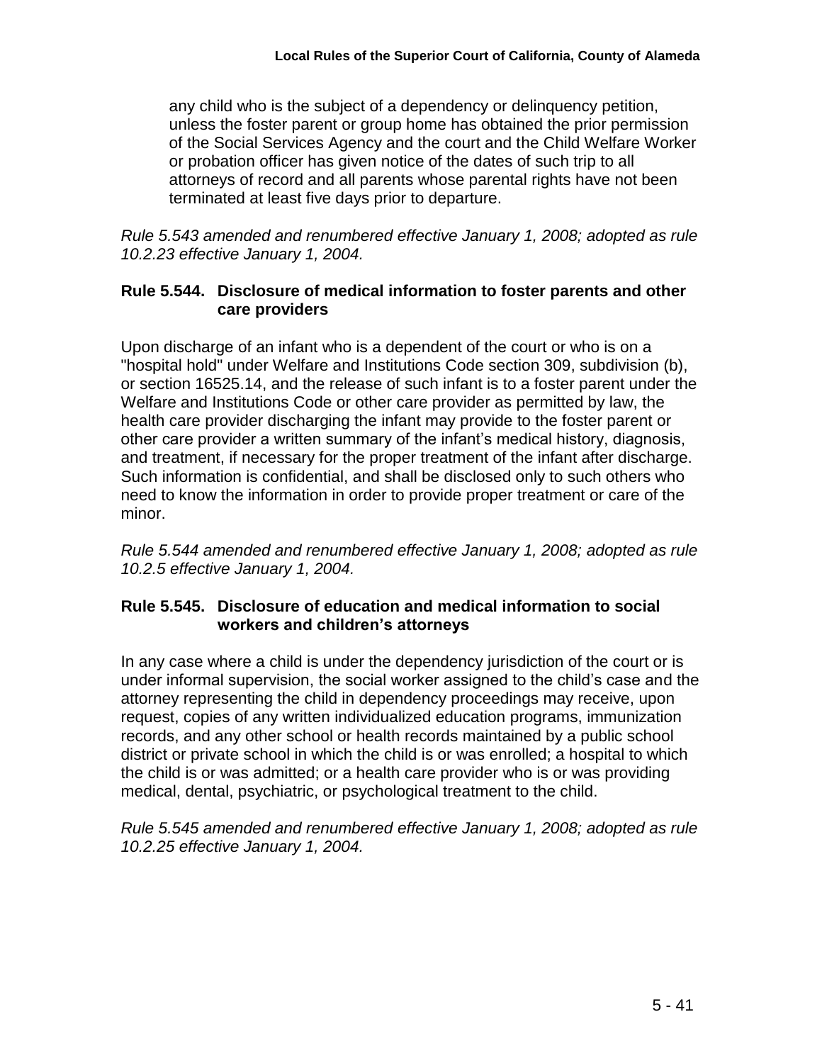any child who is the subject of a dependency or delinquency petition, unless the foster parent or group home has obtained the prior permission of the Social Services Agency and the court and the Child Welfare Worker or probation officer has given notice of the dates of such trip to all attorneys of record and all parents whose parental rights have not been terminated at least five days prior to departure.

*Rule 5.543 amended and renumbered effective January 1, 2008; adopted as rule 10.2.23 effective January 1, 2004.*

### Rule 5.544. Disclosure of medical information to foster parents and other care providers

Upon discharge of an infant who is a dependent of the court or who is on a "hospital hold" under Welfare and Institutions Code section 309, subdivision (b), or section 16525.14, and the release of such infant is to a foster parent under the Welfare and Institutions Code or other care provider as permitted by law, the health care provider discharging the infant may provide to the foster parent or other care provider a written summary of the infant's medical history, diagnosis, and treatment, if necessary for the proper treatment of the infant after discharge. Such information is confidential, and shall be disclosed only to such others who need to know the information in order to provide proper treatment or care of the minor.

*Rule 5.544 amended and renumbered effective January 1, 2008; adopted as rule 10.2.5 effective January 1, 2004.*

### Rule 5.545. Disclosure of education and medical information to social workers and children's attorneys

In any case where a child is under the dependency jurisdiction of the court or is under informal supervision, the social worker assigned to the child's case and the attorney representing the child in dependency proceedings may receive, upon request, copies of any written individualized education programs, immunization records, and any other school or health records maintained by a public school district or private school in which the child is or was enrolled; a hospital to which the child is or was admitted; or a health care provider who is or was providing medical, dental, psychiatric, or psychological treatment to the child.

*Rule 5.545 amended and renumbered effective January 1, 2008; adopted as rule 10.2.25 effective January 1, 2004.*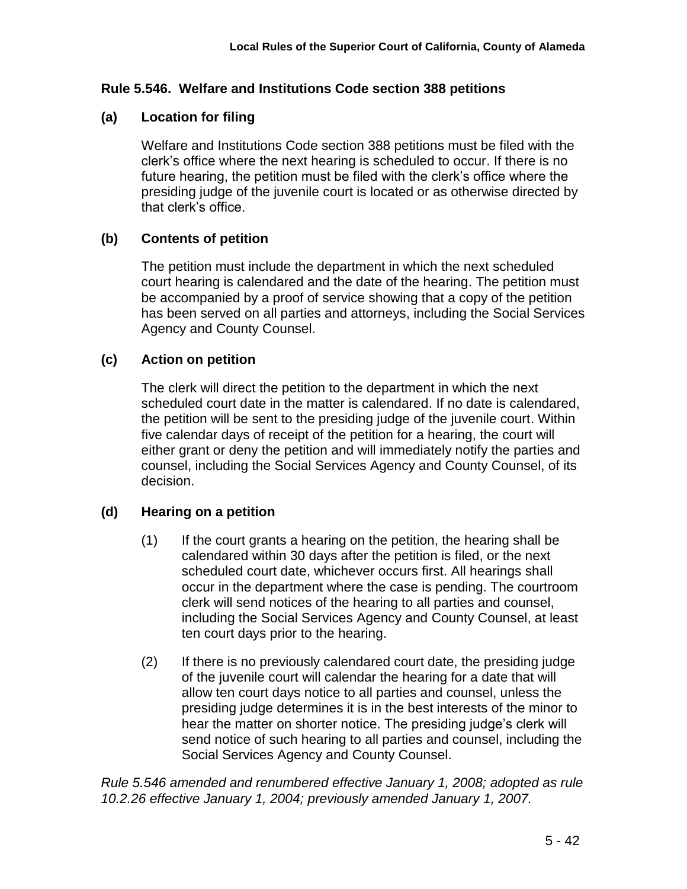## Rule 5.546. Welfare and Institutions Code section 388 petitions

### (a) Location for filing

Welfare and Institutions Code section 388 petitions must be filed with the clerk's office where the next hearing is scheduled to occur. If there is no future hearing, the petition must be filed with the clerk's office where the presiding judge of the juvenile court is located or as otherwise directed by that clerk's office.

### (b) Contents of petition

The petition must include the department in which the next scheduled court hearing is calendared and the date of the hearing. The petition must be accompanied by a proof of service showing that a copy of the petition has been served on all parties and attorneys, including the Social Services Agency and County Counsel.

### (c) Action on petition

The clerk will direct the petition to the department in which the next scheduled court date in the matter is calendared. If no date is calendared, the petition will be sent to the presiding judge of the juvenile court. Within five calendar days of receipt of the petition for a hearing, the court will either grant or deny the petition and will immediately notify the parties and counsel, including the Social Services Agency and County Counsel, of its decision.

### (d) Hearing on a petition

(1) If the court grants a hearing on the petition, the hearing shall be calendared within 30 days after the petition is filed, or the next scheduled court date, whichever occurs first. All hearings shall occur in the department where the case is pending. The courtroom clerk will send notices of the hearing to all parties and counsel, including the Social Services Agency and County Counsel, at least ten court days prior to the hearing.

(2) If there is no previously calendared court date, the presiding judge of the juvenile court will calendar the hearing for a date that will allow ten court days notice to all parties and counsel, unless the presiding judge determines it is in the best interests of the minor to hear the matter on shorter notice. The presiding judge's clerk will send notice of such hearing to all parties and counsel, including the Social Services Agency and County Counsel.

*Rule 5.546 amended and renumbered effective January 1, 2008; adopted as rule 10.2.26 effective January 1, 2004; previously amended January 1, 2007.*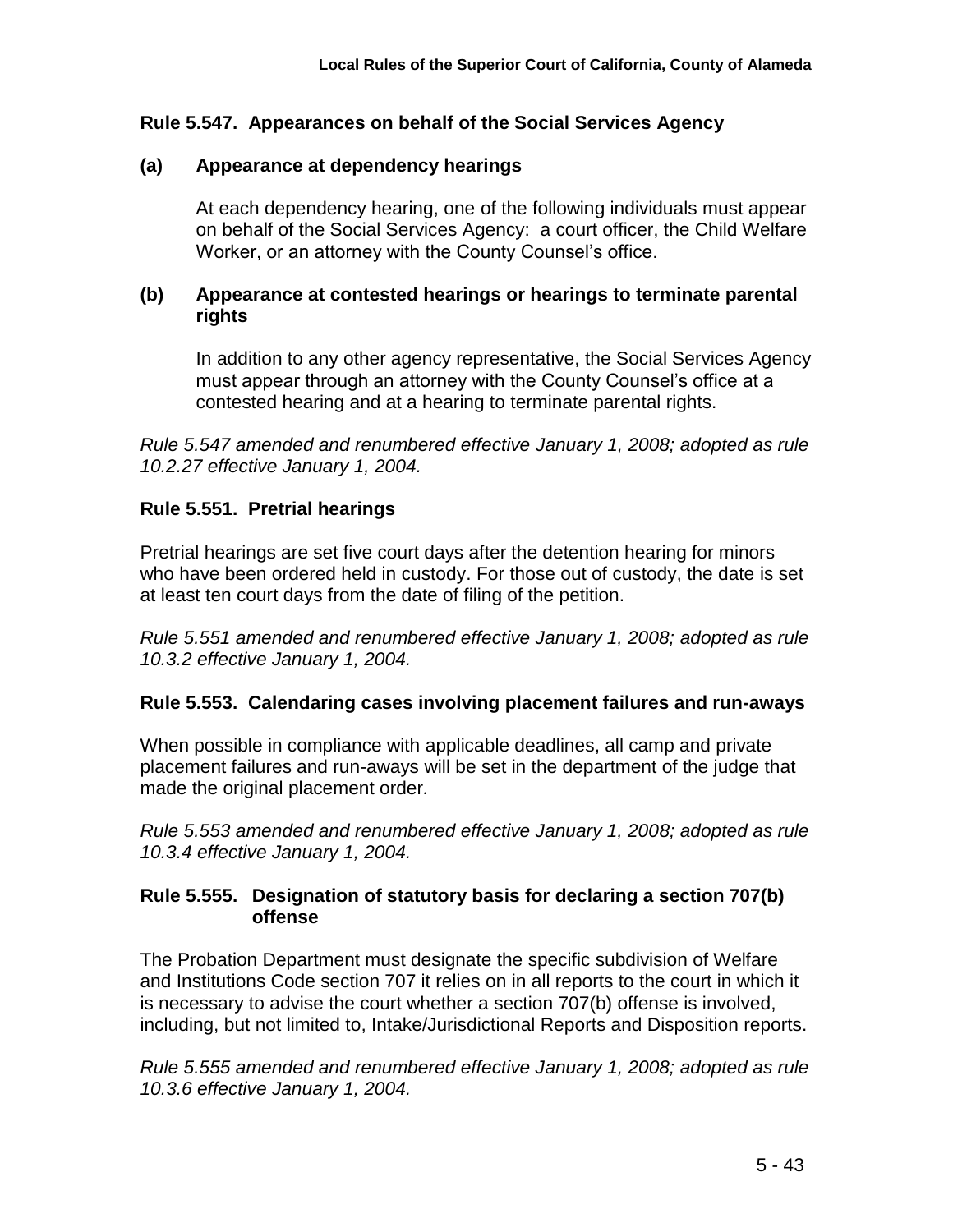## Rule 5.547. Appearances on behalf of the Social Services Agency

### (a) Appearance at dependency hearings

At each dependency hearing, one of the following individuals must appear on behalf of the Social Services Agency: a court officer, the Child Welfare Worker, or an attorney with the County Counsel's office.

### (b) Appearance at contested hearings or hearings to terminate parental rights

In addition to any other agency representative, the Social Services Agency must appear through an attorney with the County Counsel's office at a contested hearing and at a hearing to terminate parental rights.

*Rule 5.547 amended and renumbered effective January 1, 2008; adopted as rule 10.2.27 effective January 1, 2004.*

## Rule 5.551. Pretrial hearings

Pretrial hearings are set five court days after the detention hearing for minors who have been ordered held in custody. For those out of custody, the date is set at least ten court days from the date of filing of the petition.

*Rule 5.551 amended and renumbered effective January 1, 2008; adopted as rule 10.3.2 effective January 1, 2004.*

## Rule 5.553. Calendaring cases involving placement failures and run-aways

When possible in compliance with applicable deadlines, all camp and private placement failures and run-aways will be set in the department of the judge that made the original placement order.

*Rule 5.553 amended and renumbered effective January 1, 2008; adopted as rule 10.3.4 effective January 1, 2004.*

## Rule 5.555. Designation of statutory basis for declaring a section 707(b) offense

The Probation Department must designate the specific subdivision of Welfare and Institutions Code section 707 it relies on in all reports to the court in which it is necessary to advise the court whether a section 707(b) offense is involved, including, but not limited to, Intake/Jurisdictional Reports and Disposition reports.

*Rule 5.555 amended and renumbered effective January 1, 2008; adopted as rule 10.3.6 effective January 1, 2004.*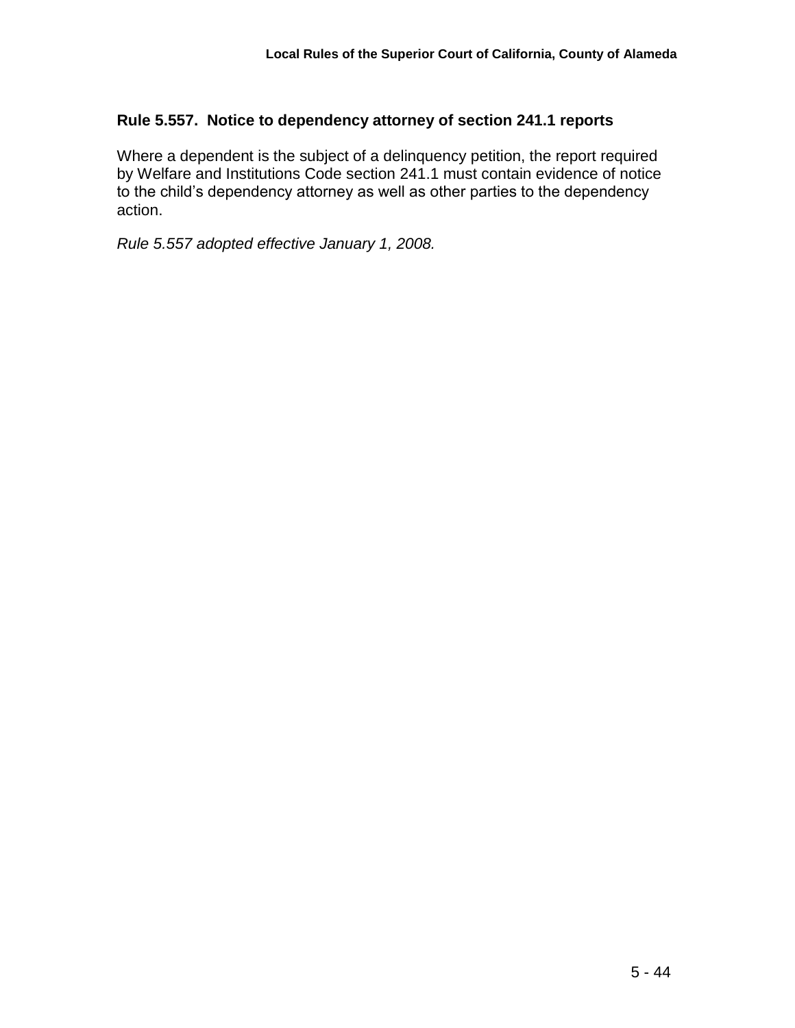### Rule 5.557. Notice to dependency attorney of section 241.1 reports

Where a dependent is the subject of a delinquency petition, the report required by Welfare and Institutions Code section 241.1 must contain evidence of notice to the child's dependency attorney as well as other parties to the dependency action.

*Rule 5.557 adopted effective January 1, 2008.*